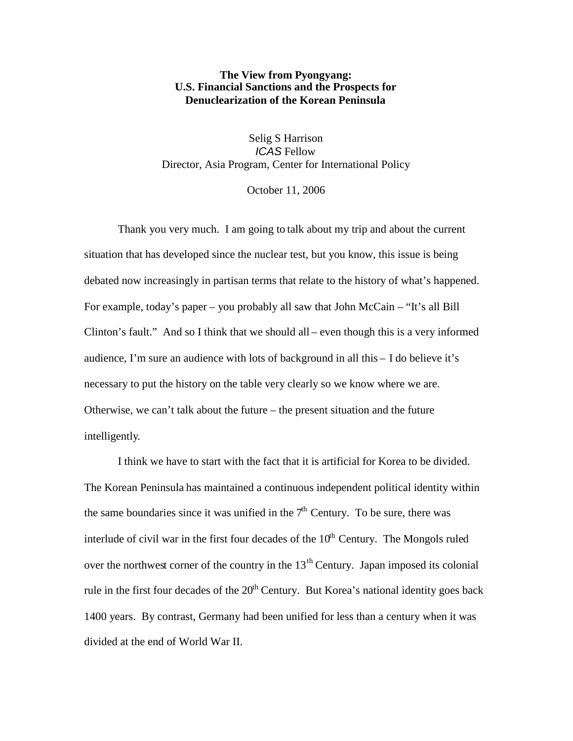# The View from Pyongyang: U.S. Financial Sanctions and the Prospects for Denuclearization of the Korean Peninsula

Selig S Harrison
*ICAS* Fellow
Director, Asia Program, Center for International Policy

October 11, 2006

Thank you very much. I am going to talk about my trip and about the current situation that has developed since the nuclear test, but you know, this issue is being debated now increasingly in partisan terms that relate to the history of what's happened. For example, today's paper – you probably all saw that John McCain – "It's all Bill Clinton's fault." And so I think that we should all – even though this is a very informed audience, I'm sure an audience with lots of background in all this – I do believe it's necessary to put the history on the table very clearly so we know where we are. Otherwise, we can't talk about the future – the present situation and the future intelligently.

I think we have to start with the fact that it is artificial for Korea to be divided. The Korean Peninsula has maintained a continuous independent political identity within the same boundaries since it was unified in the 7th Century. To be sure, there was interlude of civil war in the first four decades of the 10th Century. The Mongols ruled over the northwest corner of the country in the 13th Century. Japan imposed its colonial rule in the first four decades of the 20th Century. But Korea's national identity goes back 1400 years. By contrast, Germany had been unified for less than a century when it was divided at the end of World War II.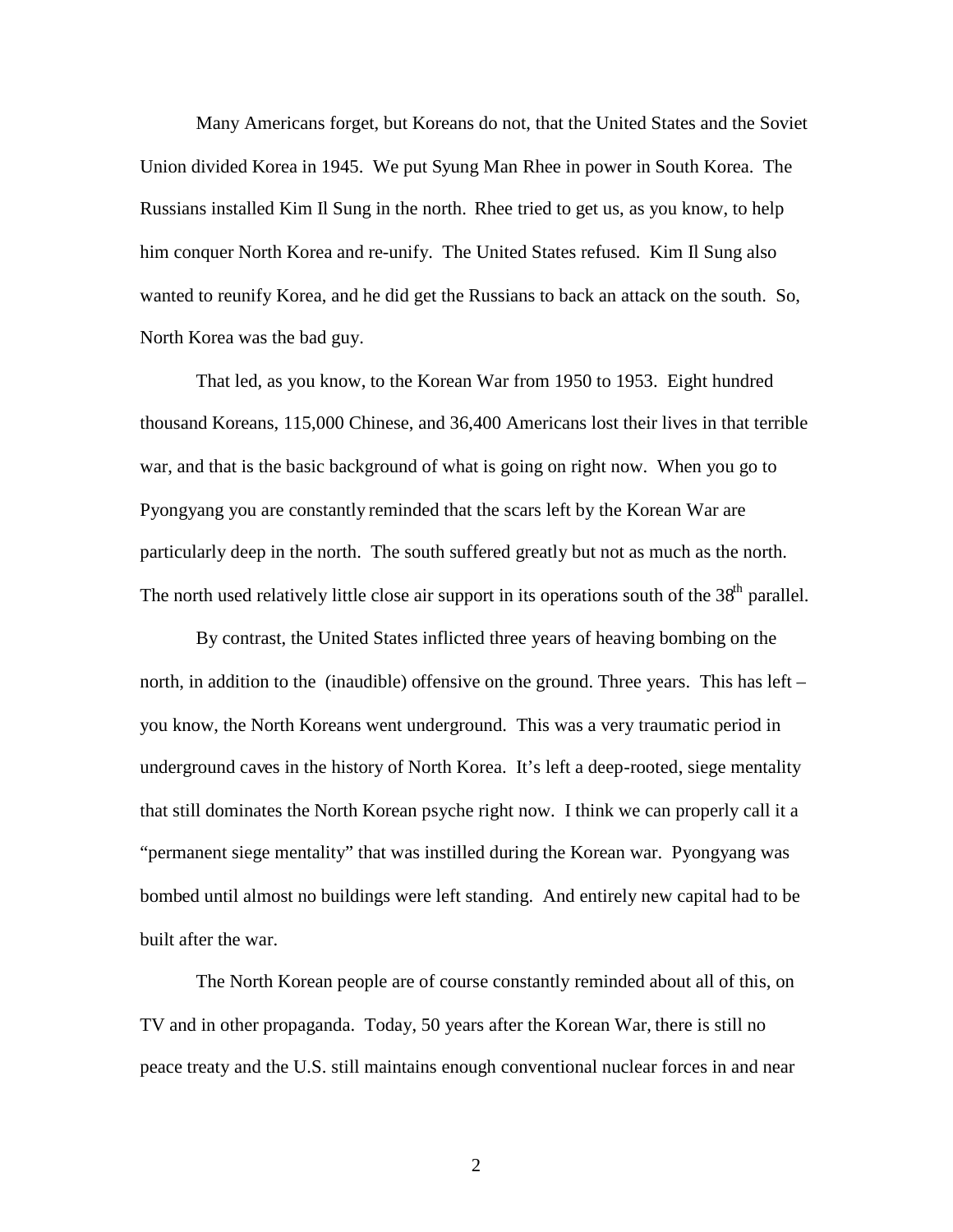Many Americans forget, but Koreans do not, that the United States and the Soviet Union divided Korea in 1945. We put Syung Man Rhee in power in South Korea. The Russians installed Kim Il Sung in the north. Rhee tried to get us, as you know, to help him conquer North Korea and re-unify. The United States refused. Kim Il Sung also wanted to reunify Korea, and he did get the Russians to back an attack on the south. So, North Korea was the bad guy.

That led, as you know, to the Korean War from 1950 to 1953. Eight hundred thousand Koreans, 115,000 Chinese, and 36,400 Americans lost their lives in that terrible war, and that is the basic background of what is going on right now. When you go to Pyongyang you are constantly reminded that the scars left by the Korean War are particularly deep in the north. The south suffered greatly but not as much as the north. The north used relatively little close air support in its operations south of the 38th parallel.

By contrast, the United States inflicted three years of heaving bombing on the north, in addition to the (inaudible) offensive on the ground. Three years. This has left – you know, the North Koreans went underground. This was a very traumatic period in underground caves in the history of North Korea. It's left a deep-rooted, siege mentality that still dominates the North Korean psyche right now. I think we can properly call it a "permanent siege mentality" that was instilled during the Korean war. Pyongyang was bombed until almost no buildings were left standing. And entirely new capital had to be built after the war.

The North Korean people are of course constantly reminded about all of this, on TV and in other propaganda. Today, 50 years after the Korean War, there is still no peace treaty and the U.S. still maintains enough conventional nuclear forces in and near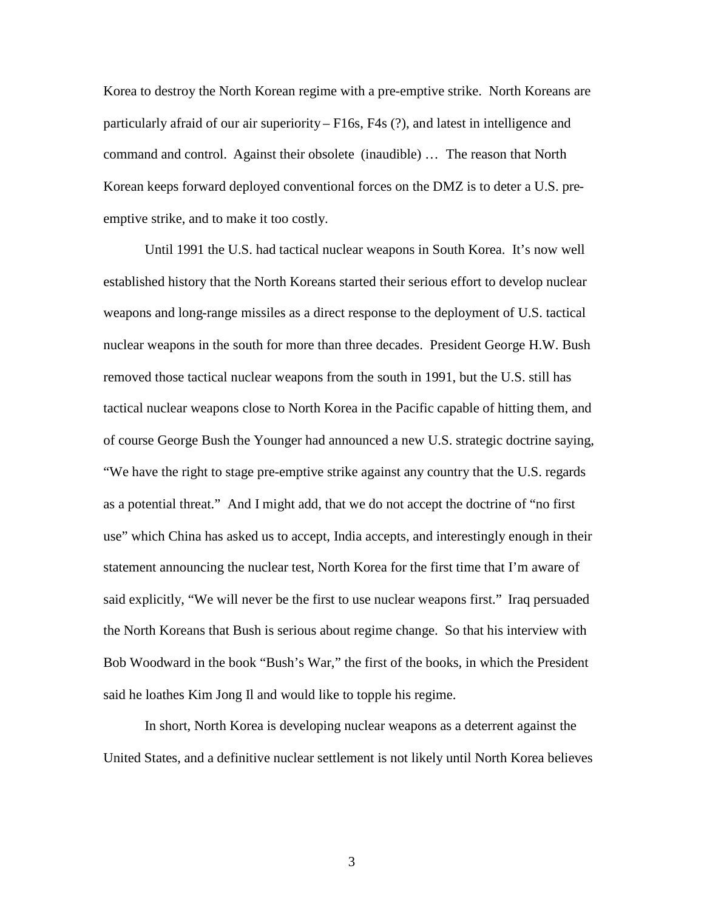Korea to destroy the North Korean regime with a pre-emptive strike. North Koreans are particularly afraid of our air superiority – F16s, F4s (?), and latest in intelligence and command and control. Against their obsolete (inaudible) … The reason that North Korean keeps forward deployed conventional forces on the DMZ is to deter a U.S. pre-emptive strike, and to make it too costly.

Until 1991 the U.S. had tactical nuclear weapons in South Korea. It's now well established history that the North Koreans started their serious effort to develop nuclear weapons and long-range missiles as a direct response to the deployment of U.S. tactical nuclear weapons in the south for more than three decades. President George H.W. Bush removed those tactical nuclear weapons from the south in 1991, but the U.S. still has tactical nuclear weapons close to North Korea in the Pacific capable of hitting them, and of course George Bush the Younger had announced a new U.S. strategic doctrine saying, "We have the right to stage pre-emptive strike against any country that the U.S. regards as a potential threat." And I might add, that we do not accept the doctrine of "no first use" which China has asked us to accept, India accepts, and interestingly enough in their statement announcing the nuclear test, North Korea for the first time that I'm aware of said explicitly, "We will never be the first to use nuclear weapons first." Iraq persuaded the North Koreans that Bush is serious about regime change. So that his interview with Bob Woodward in the book "Bush's War," the first of the books, in which the President said he loathes Kim Jong Il and would like to topple his regime.

In short, North Korea is developing nuclear weapons as a deterrent against the United States, and a definitive nuclear settlement is not likely until North Korea believes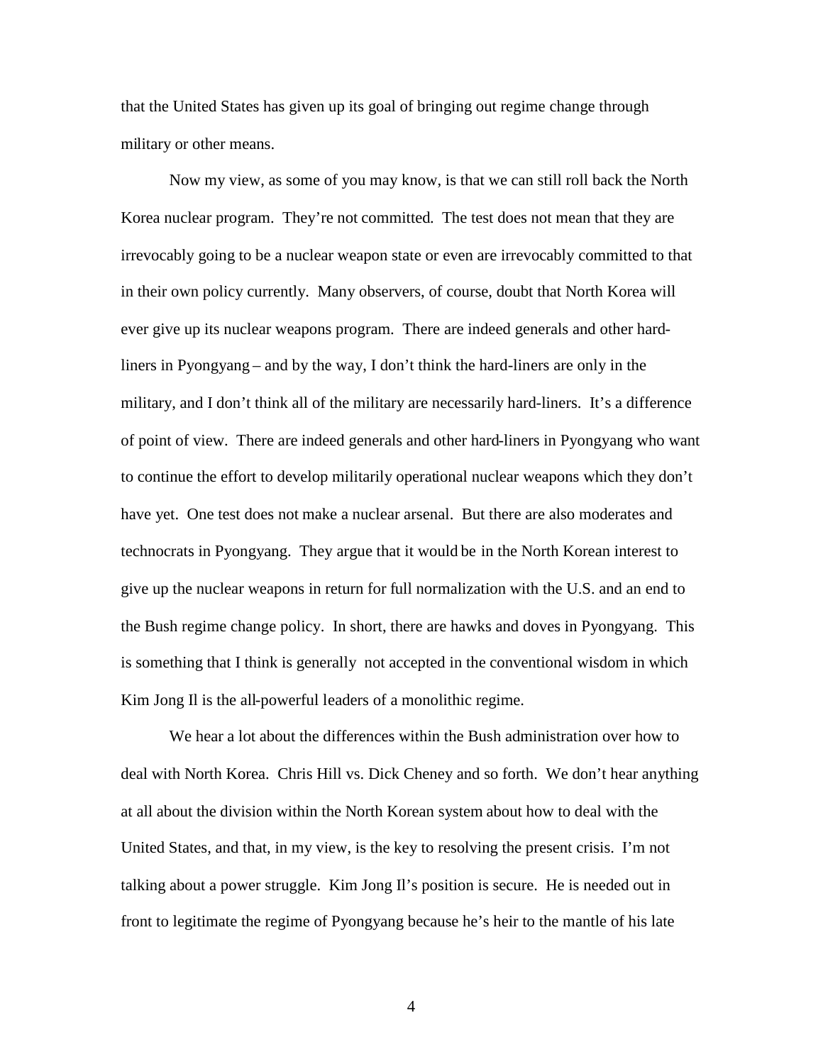that the United States has given up its goal of bringing out regime change through military or other means.

Now my view, as some of you may know, is that we can still roll back the North Korea nuclear program. They're not committed. The test does not mean that they are irrevocably going to be a nuclear weapon state or even are irrevocably committed to that in their own policy currently. Many observers, of course, doubt that North Korea will ever give up its nuclear weapons program. There are indeed generals and other hard-liners in Pyongyang – and by the way, I don't think the hard-liners are only in the military, and I don't think all of the military are necessarily hard-liners. It's a difference of point of view. There are indeed generals and other hard-liners in Pyongyang who want to continue the effort to develop militarily operational nuclear weapons which they don't have yet. One test does not make a nuclear arsenal. But there are also moderates and technocrats in Pyongyang. They argue that it would be in the North Korean interest to give up the nuclear weapons in return for full normalization with the U.S. and an end to the Bush regime change policy. In short, there are hawks and doves in Pyongyang. This is something that I think is generally not accepted in the conventional wisdom in which Kim Jong Il is the all-powerful leaders of a monolithic regime.

We hear a lot about the differences within the Bush administration over how to deal with North Korea. Chris Hill vs. Dick Cheney and so forth. We don't hear anything at all about the division within the North Korean system about how to deal with the United States, and that, in my view, is the key to resolving the present crisis. I'm not talking about a power struggle. Kim Jong Il's position is secure. He is needed out in front to legitimate the regime of Pyongyang because he's heir to the mantle of his late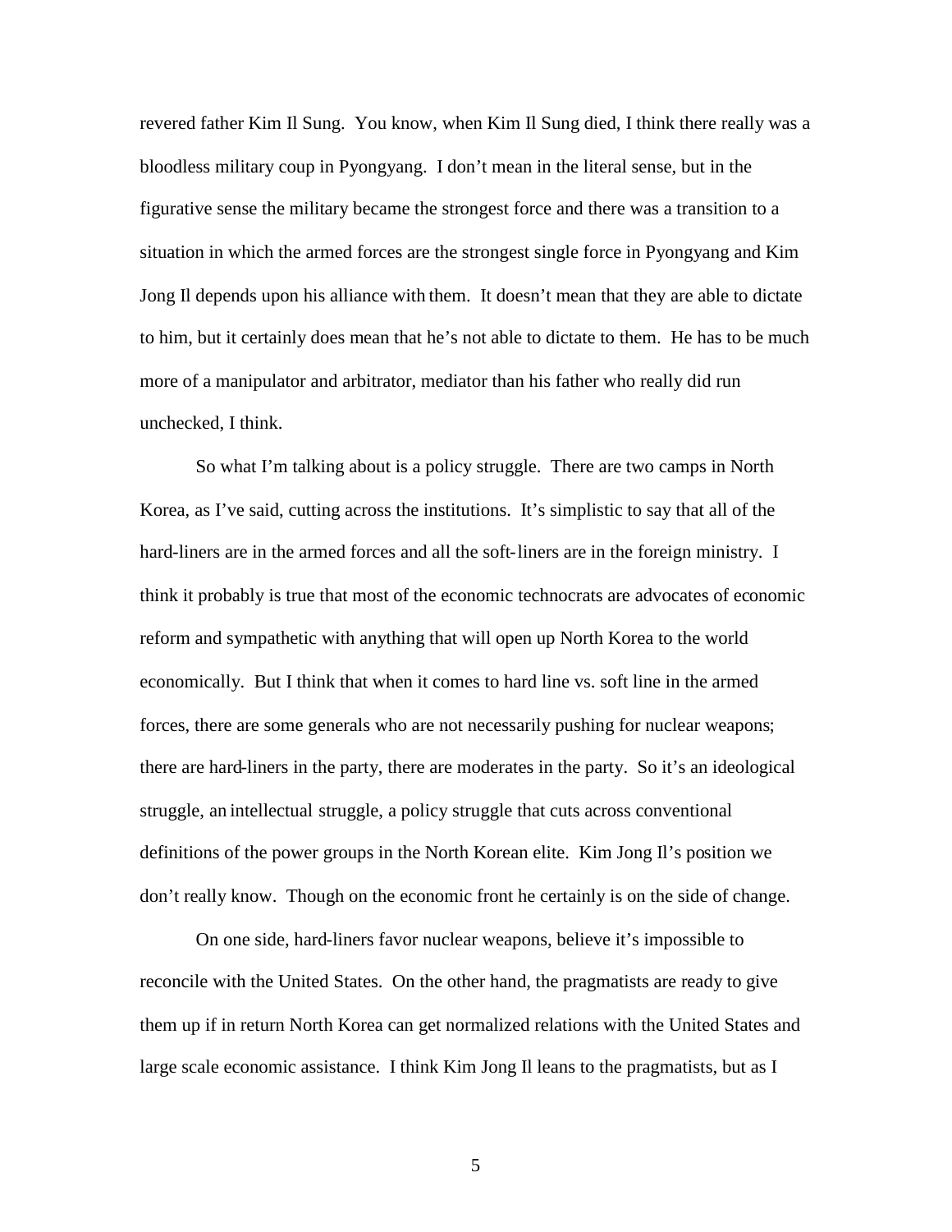revered father Kim Il Sung. You know, when Kim Il Sung died, I think there really was a bloodless military coup in Pyongyang. I don't mean in the literal sense, but in the figurative sense the military became the strongest force and there was a transition to a situation in which the armed forces are the strongest single force in Pyongyang and Kim Jong Il depends upon his alliance with them. It doesn't mean that they are able to dictate to him, but it certainly does mean that he's not able to dictate to them. He has to be much more of a manipulator and arbitrator, mediator than his father who really did run unchecked, I think.

So what I'm talking about is a policy struggle. There are two camps in North Korea, as I've said, cutting across the institutions. It's simplistic to say that all of the hard-liners are in the armed forces and all the soft-liners are in the foreign ministry. I think it probably is true that most of the economic technocrats are advocates of economic reform and sympathetic with anything that will open up North Korea to the world economically. But I think that when it comes to hard line vs. soft line in the armed forces, there are some generals who are not necessarily pushing for nuclear weapons; there are hard-liners in the party, there are moderates in the party. So it's an ideological struggle, an intellectual struggle, a policy struggle that cuts across conventional definitions of the power groups in the North Korean elite. Kim Jong Il's position we don't really know. Though on the economic front he certainly is on the side of change.

On one side, hard-liners favor nuclear weapons, believe it's impossible to reconcile with the United States. On the other hand, the pragmatists are ready to give them up if in return North Korea can get normalized relations with the United States and large scale economic assistance. I think Kim Jong Il leans to the pragmatists, but as I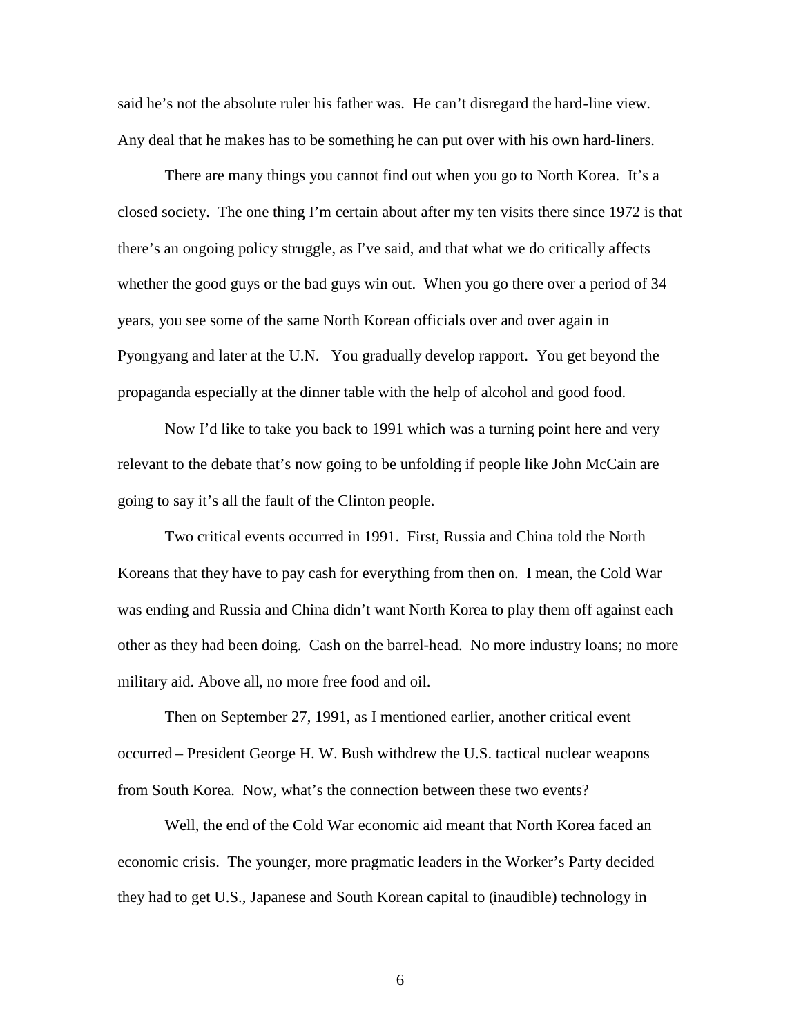said he's not the absolute ruler his father was. He can't disregard the hard-line view. Any deal that he makes has to be something he can put over with his own hard-liners.

There are many things you cannot find out when you go to North Korea. It's a closed society. The one thing I'm certain about after my ten visits there since 1972 is that there's an ongoing policy struggle, as I've said, and that what we do critically affects whether the good guys or the bad guys win out. When you go there over a period of 34 years, you see some of the same North Korean officials over and over again in Pyongyang and later at the U.N. You gradually develop rapport. You get beyond the propaganda especially at the dinner table with the help of alcohol and good food.

Now I'd like to take you back to 1991 which was a turning point here and very relevant to the debate that's now going to be unfolding if people like John McCain are going to say it's all the fault of the Clinton people.

Two critical events occurred in 1991. First, Russia and China told the North Koreans that they have to pay cash for everything from then on. I mean, the Cold War was ending and Russia and China didn't want North Korea to play them off against each other as they had been doing. Cash on the barrel-head. No more industry loans; no more military aid. Above all, no more free food and oil.

Then on September 27, 1991, as I mentioned earlier, another critical event occurred – President George H. W. Bush withdrew the U.S. tactical nuclear weapons from South Korea. Now, what's the connection between these two events?

Well, the end of the Cold War economic aid meant that North Korea faced an economic crisis. The younger, more pragmatic leaders in the Worker's Party decided they had to get U.S., Japanese and South Korean capital to (inaudible) technology in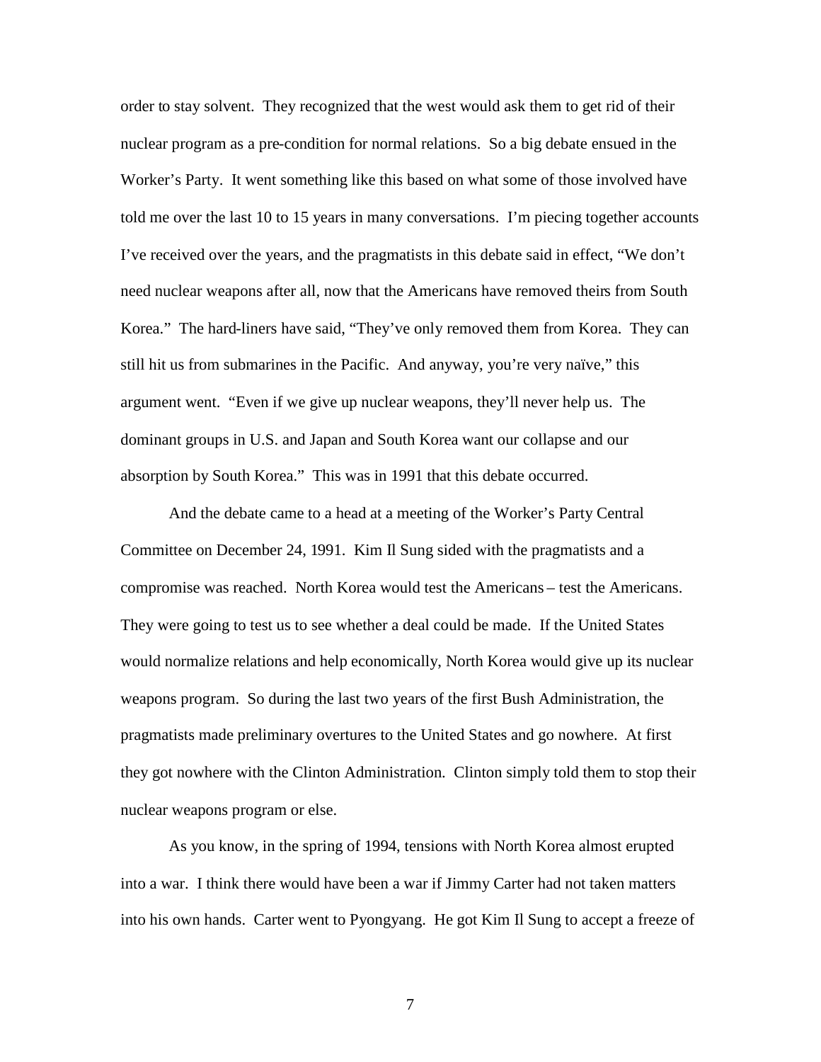order to stay solvent. They recognized that the west would ask them to get rid of their nuclear program as a pre-condition for normal relations. So a big debate ensued in the Worker's Party. It went something like this based on what some of those involved have told me over the last 10 to 15 years in many conversations. I'm piecing together accounts I've received over the years, and the pragmatists in this debate said in effect, "We don't need nuclear weapons after all, now that the Americans have removed theirs from South Korea." The hard-liners have said, "They've only removed them from Korea. They can still hit us from submarines in the Pacific. And anyway, you're very naïve," this argument went. "Even if we give up nuclear weapons, they'll never help us. The dominant groups in U.S. and Japan and South Korea want our collapse and our absorption by South Korea." This was in 1991 that this debate occurred.

And the debate came to a head at a meeting of the Worker's Party Central Committee on December 24, 1991. Kim Il Sung sided with the pragmatists and a compromise was reached. North Korea would test the Americans – test the Americans. They were going to test us to see whether a deal could be made. If the United States would normalize relations and help economically, North Korea would give up its nuclear weapons program. So during the last two years of the first Bush Administration, the pragmatists made preliminary overtures to the United States and go nowhere. At first they got nowhere with the Clinton Administration. Clinton simply told them to stop their nuclear weapons program or else.

As you know, in the spring of 1994, tensions with North Korea almost erupted into a war. I think there would have been a war if Jimmy Carter had not taken matters into his own hands. Carter went to Pyongyang. He got Kim Il Sung to accept a freeze of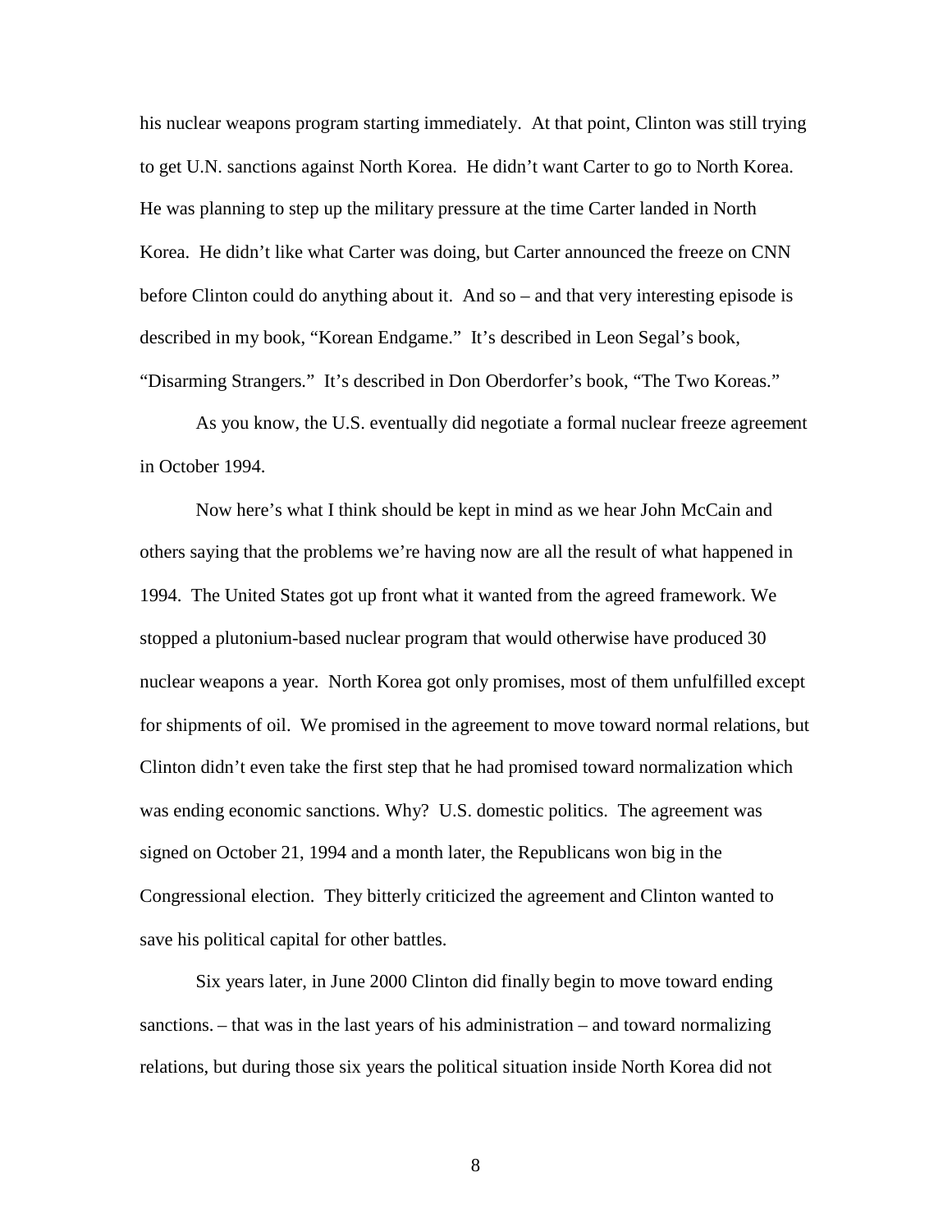his nuclear weapons program starting immediately. At that point, Clinton was still trying to get U.N. sanctions against North Korea. He didn't want Carter to go to North Korea. He was planning to step up the military pressure at the time Carter landed in North Korea. He didn't like what Carter was doing, but Carter announced the freeze on CNN before Clinton could do anything about it. And so – and that very interesting episode is described in my book, "Korean Endgame." It's described in Leon Segal's book, "Disarming Strangers." It's described in Don Oberdorfer's book, "The Two Koreas."

As you know, the U.S. eventually did negotiate a formal nuclear freeze agreement in October 1994.

Now here's what I think should be kept in mind as we hear John McCain and others saying that the problems we're having now are all the result of what happened in 1994. The United States got up front what it wanted from the agreed framework. We stopped a plutonium-based nuclear program that would otherwise have produced 30 nuclear weapons a year. North Korea got only promises, most of them unfulfilled except for shipments of oil. We promised in the agreement to move toward normal relations, but Clinton didn't even take the first step that he had promised toward normalization which was ending economic sanctions. Why? U.S. domestic politics. The agreement was signed on October 21, 1994 and a month later, the Republicans won big in the Congressional election. They bitterly criticized the agreement and Clinton wanted to save his political capital for other battles.

Six years later, in June 2000 Clinton did finally begin to move toward ending sanctions. – that was in the last years of his administration – and toward normalizing relations, but during those six years the political situation inside North Korea did not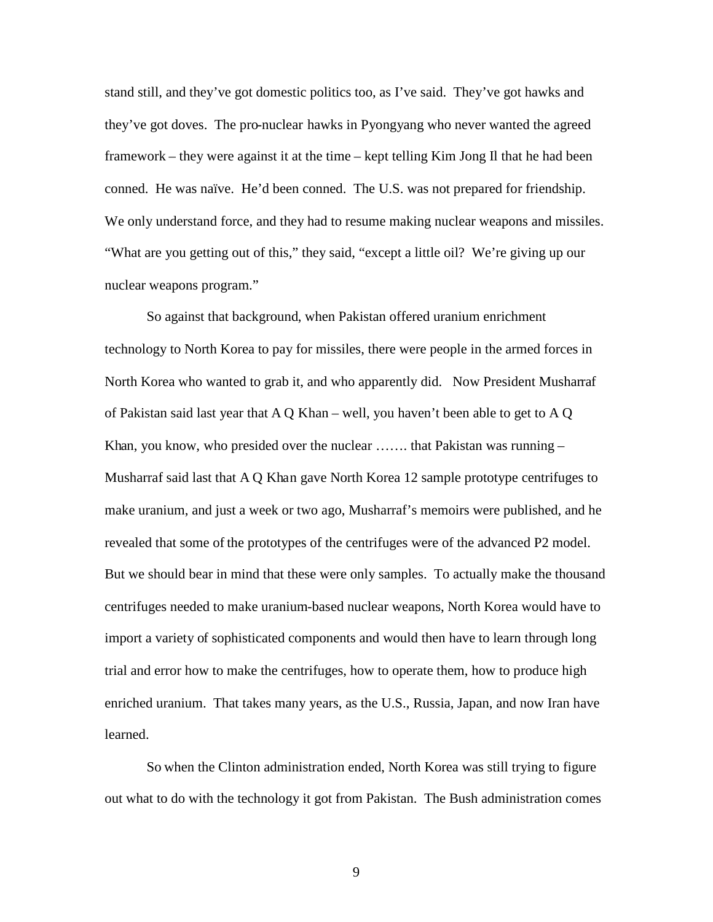stand still, and they've got domestic politics too, as I've said. They've got hawks and they've got doves. The pro-nuclear hawks in Pyongyang who never wanted the agreed framework – they were against it at the time – kept telling Kim Jong Il that he had been conned. He was naïve. He'd been conned. The U.S. was not prepared for friendship. We only understand force, and they had to resume making nuclear weapons and missiles. "What are you getting out of this," they said, "except a little oil? We're giving up our nuclear weapons program."

So against that background, when Pakistan offered uranium enrichment technology to North Korea to pay for missiles, there were people in the armed forces in North Korea who wanted to grab it, and who apparently did. Now President Musharraf of Pakistan said last year that A Q Khan – well, you haven't been able to get to A Q Khan, you know, who presided over the nuclear ……. that Pakistan was running – Musharraf said last that A Q Khan gave North Korea 12 sample prototype centrifuges to make uranium, and just a week or two ago, Musharraf's memoirs were published, and he revealed that some of the prototypes of the centrifuges were of the advanced P2 model. But we should bear in mind that these were only samples. To actually make the thousand centrifuges needed to make uranium-based nuclear weapons, North Korea would have to import a variety of sophisticated components and would then have to learn through long trial and error how to make the centrifuges, how to operate them, how to produce high enriched uranium. That takes many years, as the U.S., Russia, Japan, and now Iran have learned.

So when the Clinton administration ended, North Korea was still trying to figure out what to do with the technology it got from Pakistan. The Bush administration comes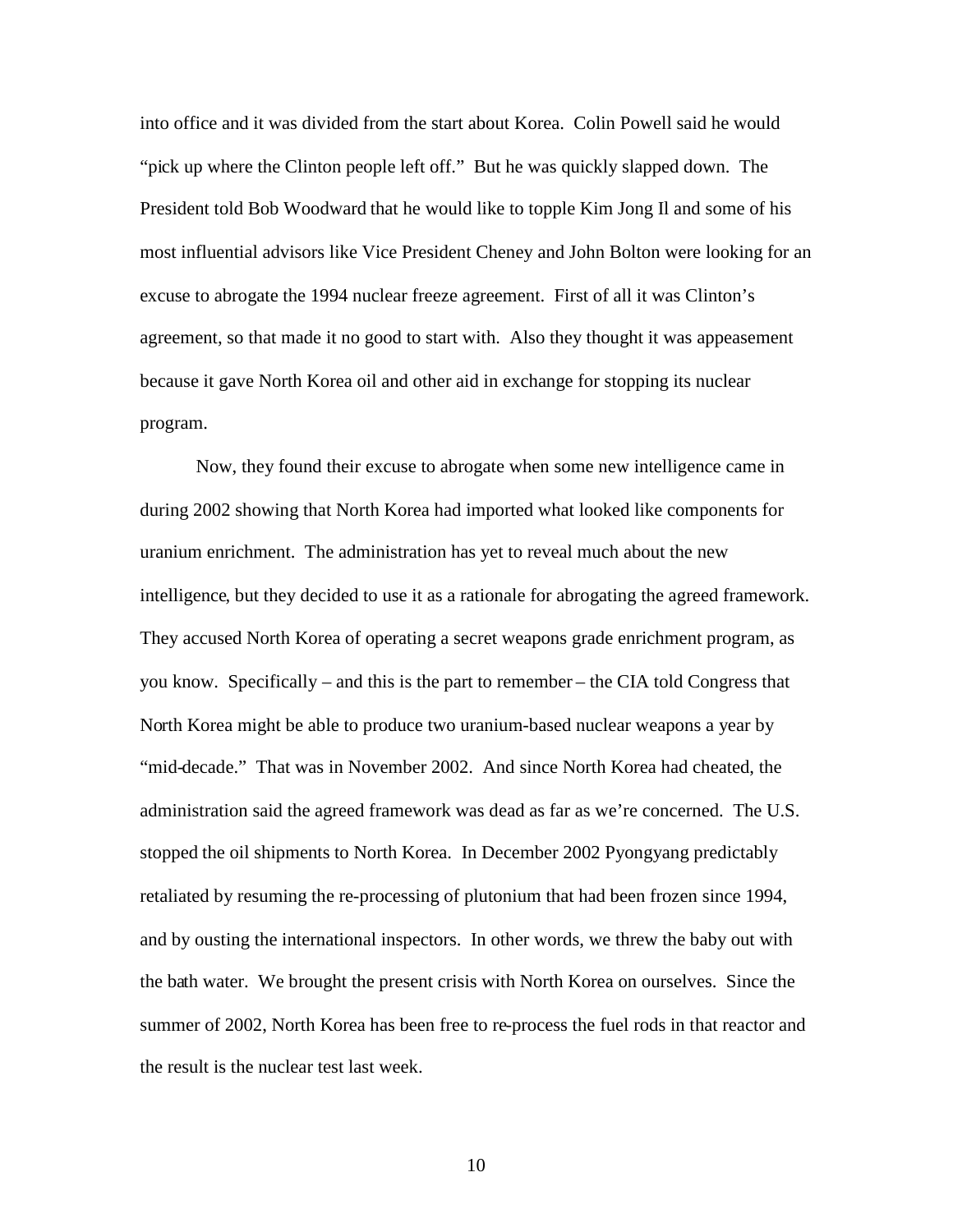into office and it was divided from the start about Korea. Colin Powell said he would "pick up where the Clinton people left off." But he was quickly slapped down. The President told Bob Woodward that he would like to topple Kim Jong Il and some of his most influential advisors like Vice President Cheney and John Bolton were looking for an excuse to abrogate the 1994 nuclear freeze agreement. First of all it was Clinton's agreement, so that made it no good to start with. Also they thought it was appeasement because it gave North Korea oil and other aid in exchange for stopping its nuclear program.

Now, they found their excuse to abrogate when some new intelligence came in during 2002 showing that North Korea had imported what looked like components for uranium enrichment. The administration has yet to reveal much about the new intelligence, but they decided to use it as a rationale for abrogating the agreed framework. They accused North Korea of operating a secret weapons grade enrichment program, as you know. Specifically – and this is the part to remember – the CIA told Congress that North Korea might be able to produce two uranium-based nuclear weapons a year by "mid-decade." That was in November 2002. And since North Korea had cheated, the administration said the agreed framework was dead as far as we're concerned. The U.S. stopped the oil shipments to North Korea. In December 2002 Pyongyang predictably retaliated by resuming the re-processing of plutonium that had been frozen since 1994, and by ousting the international inspectors. In other words, we threw the baby out with the bath water. We brought the present crisis with North Korea on ourselves. Since the summer of 2002, North Korea has been free to re-process the fuel rods in that reactor and the result is the nuclear test last week.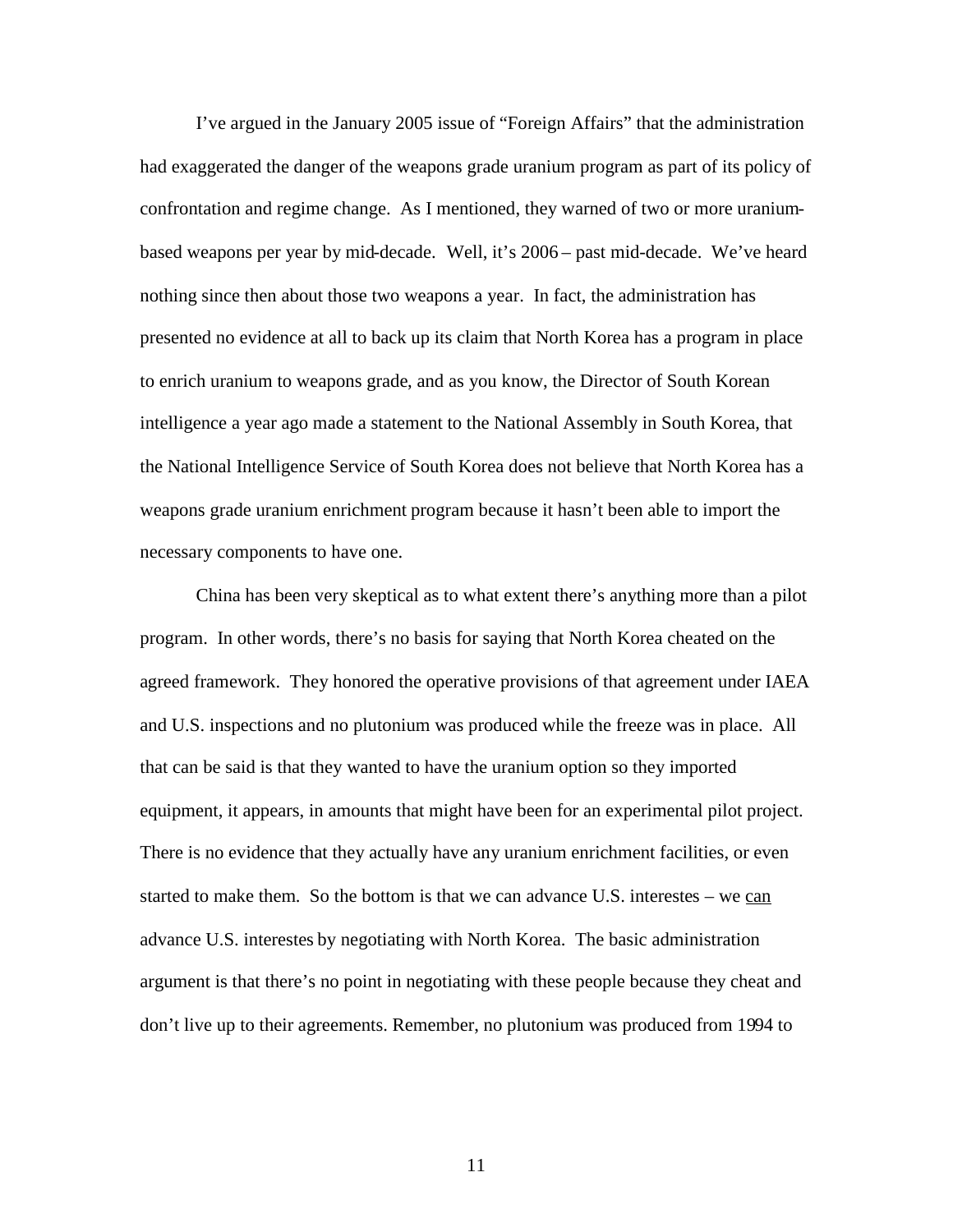I've argued in the January 2005 issue of "Foreign Affairs" that the administration had exaggerated the danger of the weapons grade uranium program as part of its policy of confrontation and regime change. As I mentioned, they warned of two or more uranium-based weapons per year by mid-decade. Well, it's 2006 – past mid-decade. We've heard nothing since then about those two weapons a year. In fact, the administration has presented no evidence at all to back up its claim that North Korea has a program in place to enrich uranium to weapons grade, and as you know, the Director of South Korean intelligence a year ago made a statement to the National Assembly in South Korea, that the National Intelligence Service of South Korea does not believe that North Korea has a weapons grade uranium enrichment program because it hasn't been able to import the necessary components to have one.

China has been very skeptical as to what extent there's anything more than a pilot program. In other words, there's no basis for saying that North Korea cheated on the agreed framework. They honored the operative provisions of that agreement under IAEA and U.S. inspections and no plutonium was produced while the freeze was in place. All that can be said is that they wanted to have the uranium option so they imported equipment, it appears, in amounts that might have been for an experimental pilot project. There is no evidence that they actually have any uranium enrichment facilities, or even started to make them. So the bottom is that we can advance U.S. interestes – we <u>can</u> advance U.S. interestes by negotiating with North Korea. The basic administration argument is that there's no point in negotiating with these people because they cheat and don't live up to their agreements. Remember, no plutonium was produced from 1994 to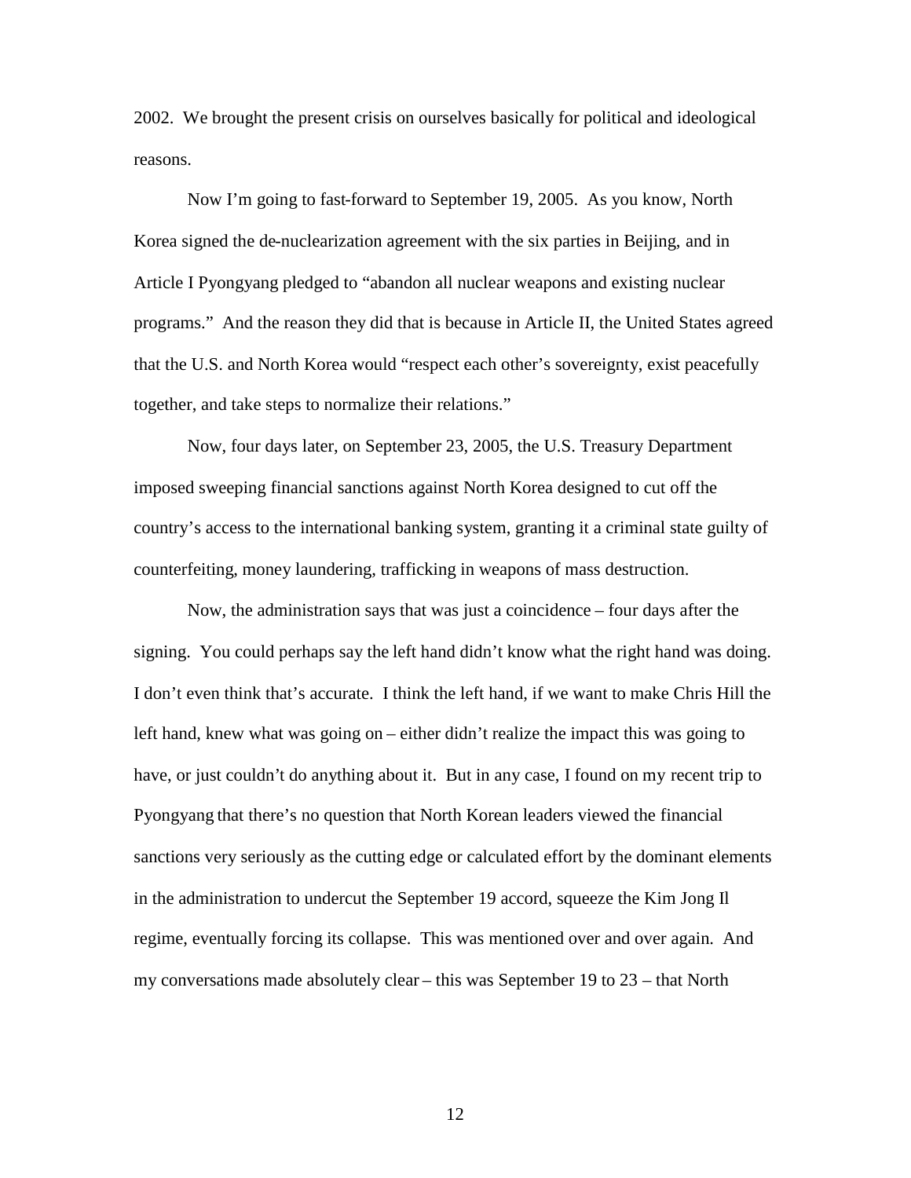2002. We brought the present crisis on ourselves basically for political and ideological reasons.

Now I'm going to fast-forward to September 19, 2005. As you know, North Korea signed the de-nuclearization agreement with the six parties in Beijing, and in Article I Pyongyang pledged to "abandon all nuclear weapons and existing nuclear programs." And the reason they did that is because in Article II, the United States agreed that the U.S. and North Korea would "respect each other's sovereignty, exist peacefully together, and take steps to normalize their relations."

Now, four days later, on September 23, 2005, the U.S. Treasury Department imposed sweeping financial sanctions against North Korea designed to cut off the country's access to the international banking system, granting it a criminal state guilty of counterfeiting, money laundering, trafficking in weapons of mass destruction.

Now, the administration says that was just a coincidence – four days after the signing. You could perhaps say the left hand didn't know what the right hand was doing. I don't even think that's accurate. I think the left hand, if we want to make Chris Hill the left hand, knew what was going on – either didn't realize the impact this was going to have, or just couldn't do anything about it. But in any case, I found on my recent trip to Pyongyang that there's no question that North Korean leaders viewed the financial sanctions very seriously as the cutting edge or calculated effort by the dominant elements in the administration to undercut the September 19 accord, squeeze the Kim Jong Il regime, eventually forcing its collapse. This was mentioned over and over again. And my conversations made absolutely clear – this was September 19 to 23 – that North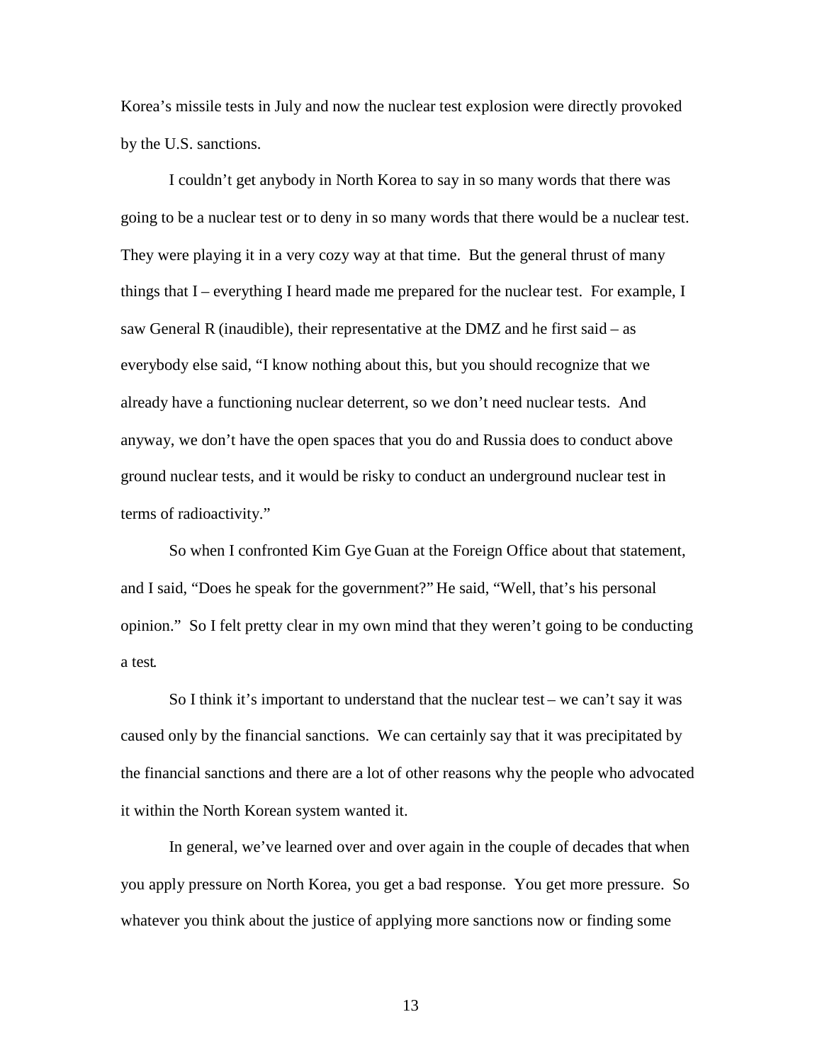Korea's missile tests in July and now the nuclear test explosion were directly provoked by the U.S. sanctions.

I couldn't get anybody in North Korea to say in so many words that there was going to be a nuclear test or to deny in so many words that there would be a nuclear test. They were playing it in a very cozy way at that time. But the general thrust of many things that I – everything I heard made me prepared for the nuclear test. For example, I saw General R (inaudible), their representative at the DMZ and he first said – as everybody else said, "I know nothing about this, but you should recognize that we already have a functioning nuclear deterrent, so we don't need nuclear tests. And anyway, we don't have the open spaces that you do and Russia does to conduct above ground nuclear tests, and it would be risky to conduct an underground nuclear test in terms of radioactivity."

So when I confronted Kim Gye Guan at the Foreign Office about that statement, and I said, "Does he speak for the government?" He said, "Well, that's his personal opinion." So I felt pretty clear in my own mind that they weren't going to be conducting a test.

So I think it's important to understand that the nuclear test – we can't say it was caused only by the financial sanctions. We can certainly say that it was precipitated by the financial sanctions and there are a lot of other reasons why the people who advocated it within the North Korean system wanted it.

In general, we've learned over and over again in the couple of decades that when you apply pressure on North Korea, you get a bad response. You get more pressure. So whatever you think about the justice of applying more sanctions now or finding some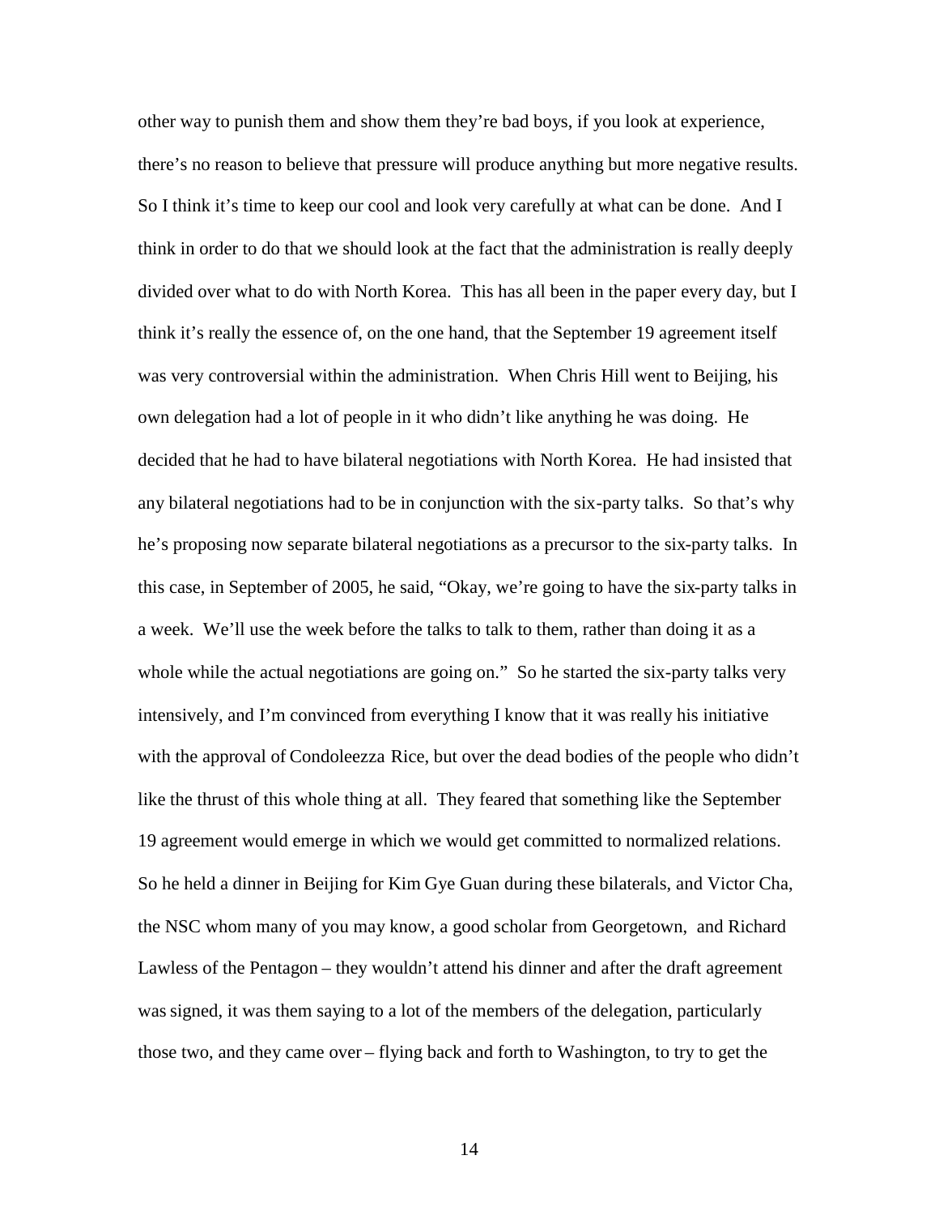other way to punish them and show them they're bad boys, if you look at experience, there's no reason to believe that pressure will produce anything but more negative results. So I think it's time to keep our cool and look very carefully at what can be done. And I think in order to do that we should look at the fact that the administration is really deeply divided over what to do with North Korea. This has all been in the paper every day, but I think it's really the essence of, on the one hand, that the September 19 agreement itself was very controversial within the administration. When Chris Hill went to Beijing, his own delegation had a lot of people in it who didn't like anything he was doing. He decided that he had to have bilateral negotiations with North Korea. He had insisted that any bilateral negotiations had to be in conjunction with the six-party talks. So that's why he's proposing now separate bilateral negotiations as a precursor to the six-party talks. In this case, in September of 2005, he said, "Okay, we're going to have the six-party talks in a week. We'll use the week before the talks to talk to them, rather than doing it as a whole while the actual negotiations are going on." So he started the six-party talks very intensively, and I'm convinced from everything I know that it was really his initiative with the approval of Condoleezza Rice, but over the dead bodies of the people who didn't like the thrust of this whole thing at all. They feared that something like the September 19 agreement would emerge in which we would get committed to normalized relations. So he held a dinner in Beijing for Kim Gye Guan during these bilaterals, and Victor Cha, the NSC whom many of you may know, a good scholar from Georgetown, and Richard Lawless of the Pentagon – they wouldn't attend his dinner and after the draft agreement was signed, it was them saying to a lot of the members of the delegation, particularly those two, and they came over – flying back and forth to Washington, to try to get the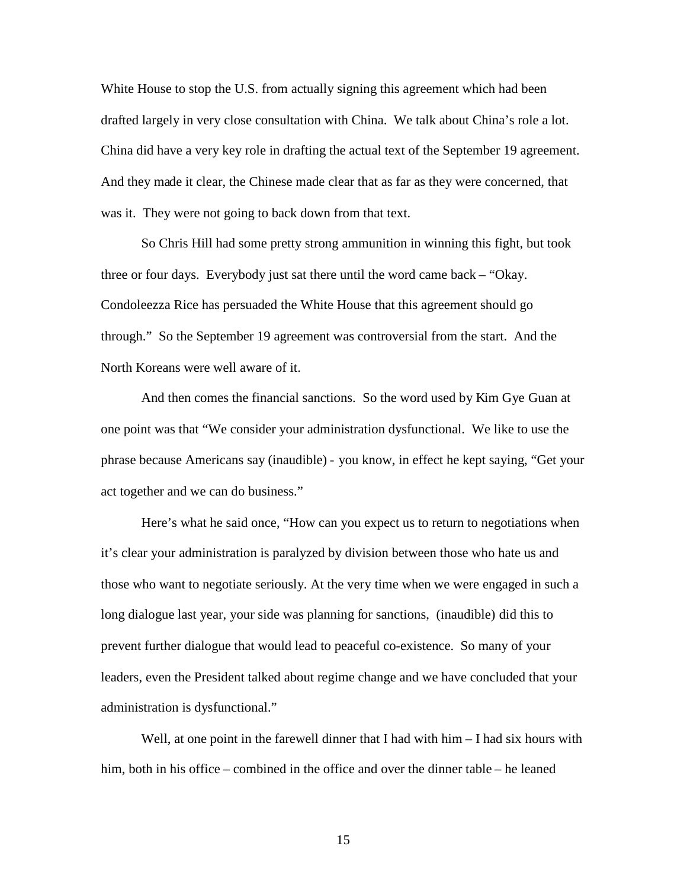White House to stop the U.S. from actually signing this agreement which had been drafted largely in very close consultation with China. We talk about China's role a lot. China did have a very key role in drafting the actual text of the September 19 agreement. And they made it clear, the Chinese made clear that as far as they were concerned, that was it. They were not going to back down from that text.

So Chris Hill had some pretty strong ammunition in winning this fight, but took three or four days. Everybody just sat there until the word came back – "Okay. Condoleezza Rice has persuaded the White House that this agreement should go through." So the September 19 agreement was controversial from the start. And the North Koreans were well aware of it.

And then comes the financial sanctions. So the word used by Kim Gye Guan at one point was that "We consider your administration dysfunctional. We like to use the phrase because Americans say (inaudible) - you know, in effect he kept saying, "Get your act together and we can do business."

Here's what he said once, "How can you expect us to return to negotiations when it's clear your administration is paralyzed by division between those who hate us and those who want to negotiate seriously. At the very time when we were engaged in such a long dialogue last year, your side was planning for sanctions, (inaudible) did this to prevent further dialogue that would lead to peaceful co-existence. So many of your leaders, even the President talked about regime change and we have concluded that your administration is dysfunctional."

Well, at one point in the farewell dinner that I had with him – I had six hours with him, both in his office – combined in the office and over the dinner table – he leaned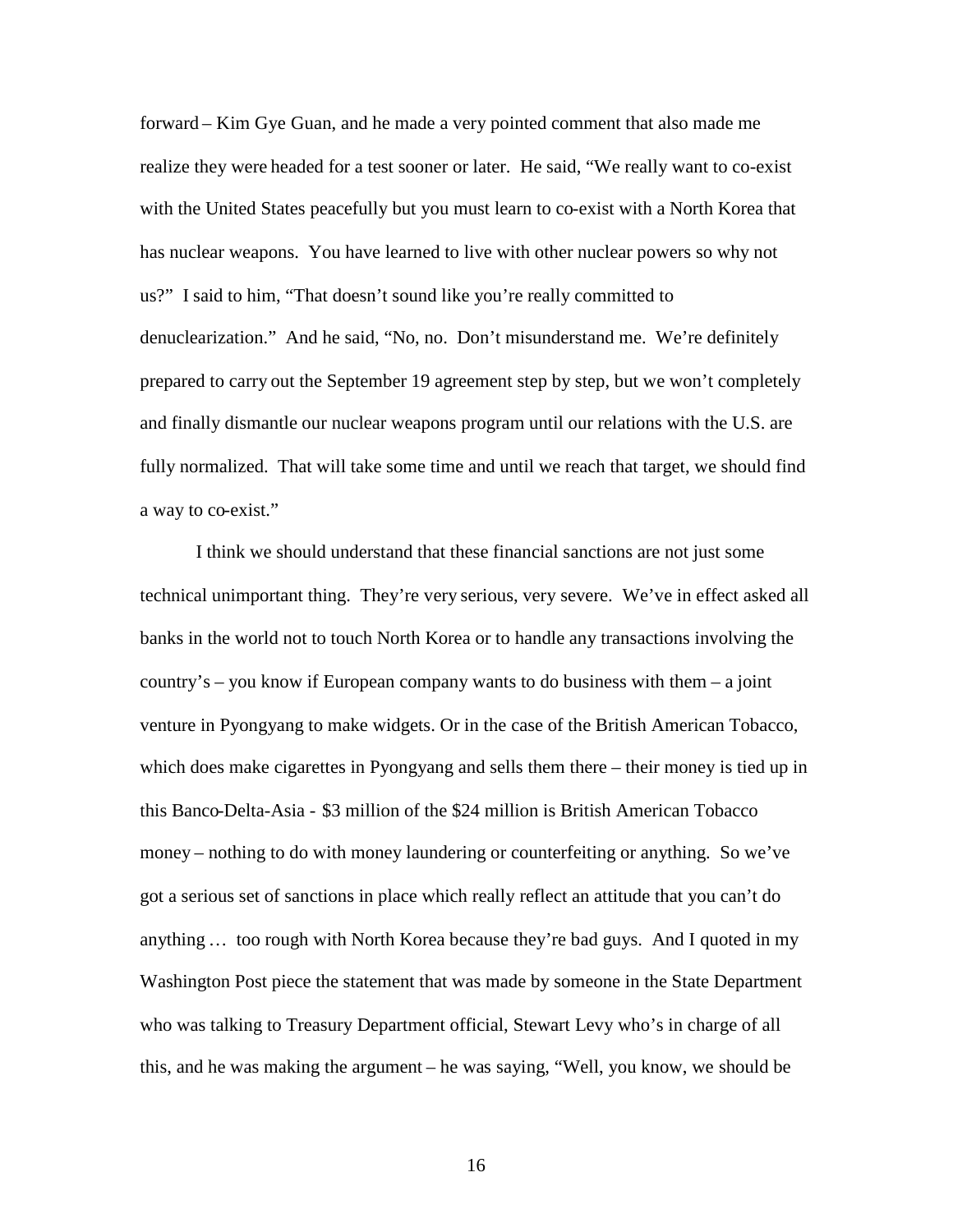forward – Kim Gye Guan, and he made a very pointed comment that also made me realize they were headed for a test sooner or later. He said, "We really want to co-exist with the United States peacefully but you must learn to co-exist with a North Korea that has nuclear weapons. You have learned to live with other nuclear powers so why not us?" I said to him, "That doesn't sound like you're really committed to denuclearization." And he said, "No, no. Don't misunderstand me. We're definitely prepared to carry out the September 19 agreement step by step, but we won't completely and finally dismantle our nuclear weapons program until our relations with the U.S. are fully normalized. That will take some time and until we reach that target, we should find a way to co-exist."

I think we should understand that these financial sanctions are not just some technical unimportant thing. They're very serious, very severe. We've in effect asked all banks in the world not to touch North Korea or to handle any transactions involving the country's – you know if European company wants to do business with them – a joint venture in Pyongyang to make widgets. Or in the case of the British American Tobacco, which does make cigarettes in Pyongyang and sells them there – their money is tied up in this Banco-Delta-Asia - \$3 million of the \$24 million is British American Tobacco money – nothing to do with money laundering or counterfeiting or anything. So we've got a serious set of sanctions in place which really reflect an attitude that you can't do anything … too rough with North Korea because they're bad guys. And I quoted in my Washington Post piece the statement that was made by someone in the State Department who was talking to Treasury Department official, Stewart Levy who's in charge of all this, and he was making the argument – he was saying, "Well, you know, we should be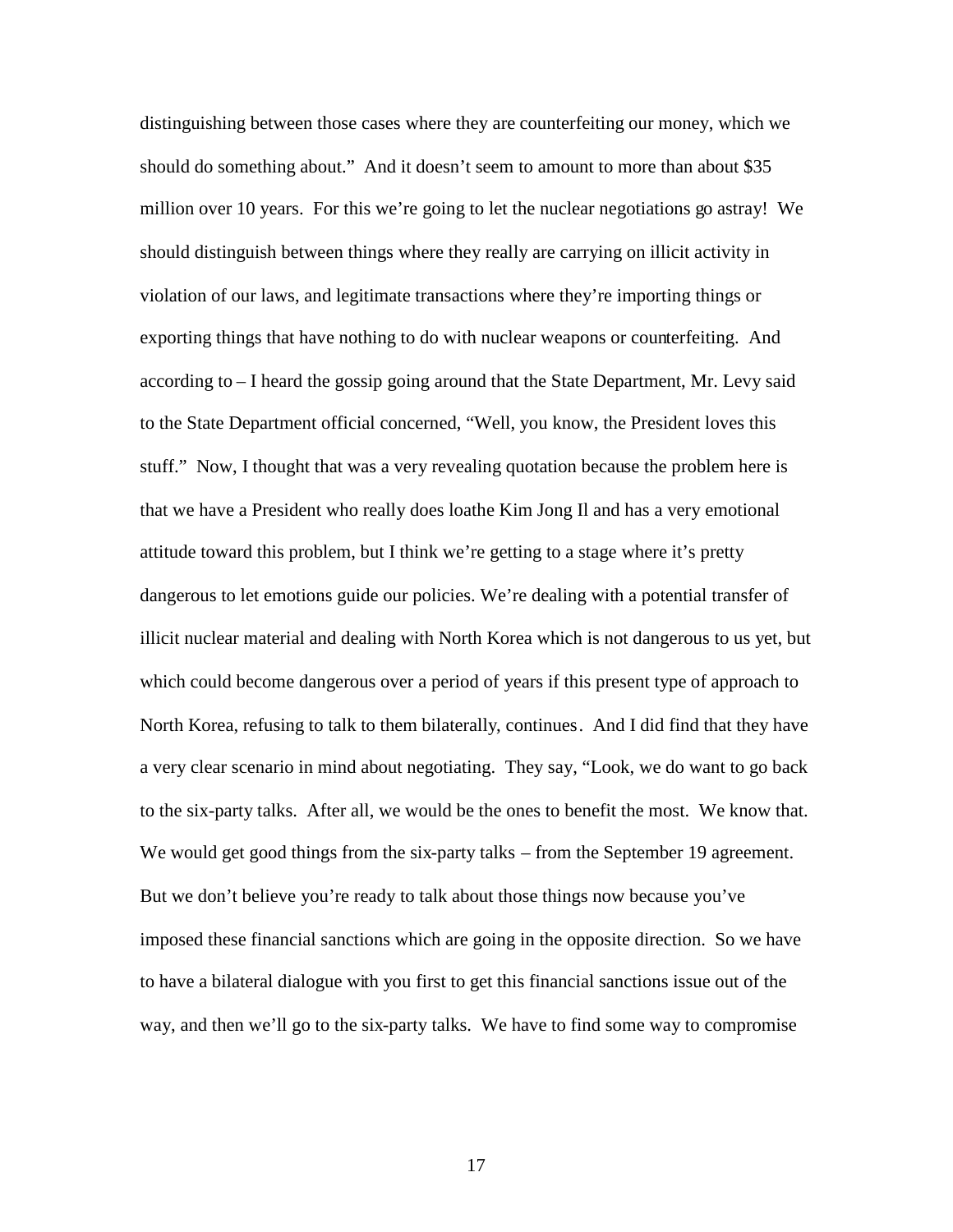distinguishing between those cases where they are counterfeiting our money, which we should do something about." And it doesn't seem to amount to more than about $35 million over 10 years. For this we're going to let the nuclear negotiations go astray! We should distinguish between things where they really are carrying on illicit activity in violation of our laws, and legitimate transactions where they're importing things or exporting things that have nothing to do with nuclear weapons or counterfeiting. And according to – I heard the gossip going around that the State Department, Mr. Levy said to the State Department official concerned, "Well, you know, the President loves this stuff." Now, I thought that was a very revealing quotation because the problem here is that we have a President who really does loathe Kim Jong Il and has a very emotional attitude toward this problem, but I think we're getting to a stage where it's pretty dangerous to let emotions guide our policies. We're dealing with a potential transfer of illicit nuclear material and dealing with North Korea which is not dangerous to us yet, but which could become dangerous over a period of years if this present type of approach to North Korea, refusing to talk to them bilaterally, continues. And I did find that they have a very clear scenario in mind about negotiating. They say, "Look, we do want to go back to the six-party talks. After all, we would be the ones to benefit the most. We know that. We would get good things from the six-party talks – from the September 19 agreement. But we don't believe you're ready to talk about those things now because you've imposed these financial sanctions which are going in the opposite direction. So we have to have a bilateral dialogue with you first to get this financial sanctions issue out of the way, and then we'll go to the six-party talks. We have to find some way to compromise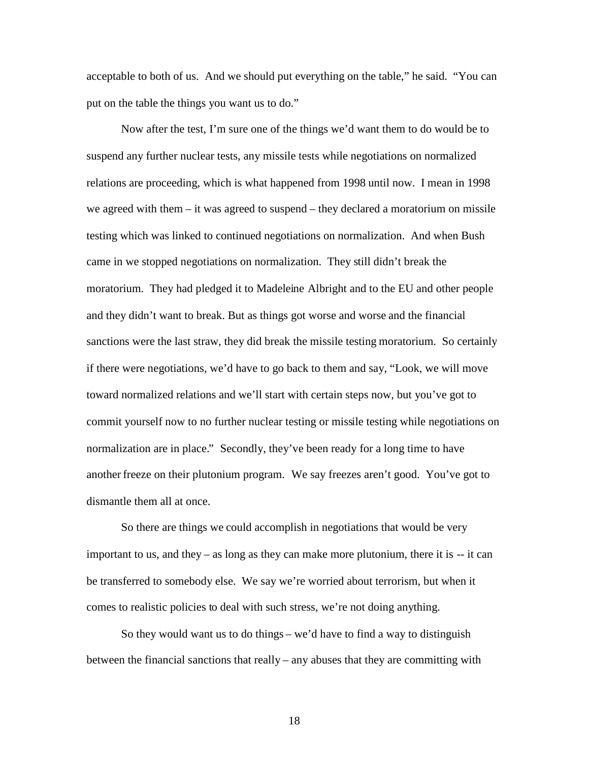acceptable to both of us. And we should put everything on the table," he said. "You can put on the table the things you want us to do."

Now after the test, I'm sure one of the things we'd want them to do would be to suspend any further nuclear tests, any missile tests while negotiations on normalized relations are proceeding, which is what happened from 1998 until now. I mean in 1998 we agreed with them – it was agreed to suspend – they declared a moratorium on missile testing which was linked to continued negotiations on normalization. And when Bush came in we stopped negotiations on normalization. They still didn't break the moratorium. They had pledged it to Madeleine Albright and to the EU and other people and they didn't want to break. But as things got worse and worse and the financial sanctions were the last straw, they did break the missile testing moratorium. So certainly if there were negotiations, we'd have to go back to them and say, "Look, we will move toward normalized relations and we'll start with certain steps now, but you've got to commit yourself now to no further nuclear testing or missile testing while negotiations on normalization are in place." Secondly, they've been ready for a long time to have another freeze on their plutonium program. We say freezes aren't good. You've got to dismantle them all at once.

So there are things we could accomplish in negotiations that would be very important to us, and they – as long as they can make more plutonium, there it is -- it can be transferred to somebody else. We say we're worried about terrorism, but when it comes to realistic policies to deal with such stress, we're not doing anything.

So they would want us to do things – we'd have to find a way to distinguish between the financial sanctions that really – any abuses that they are committing with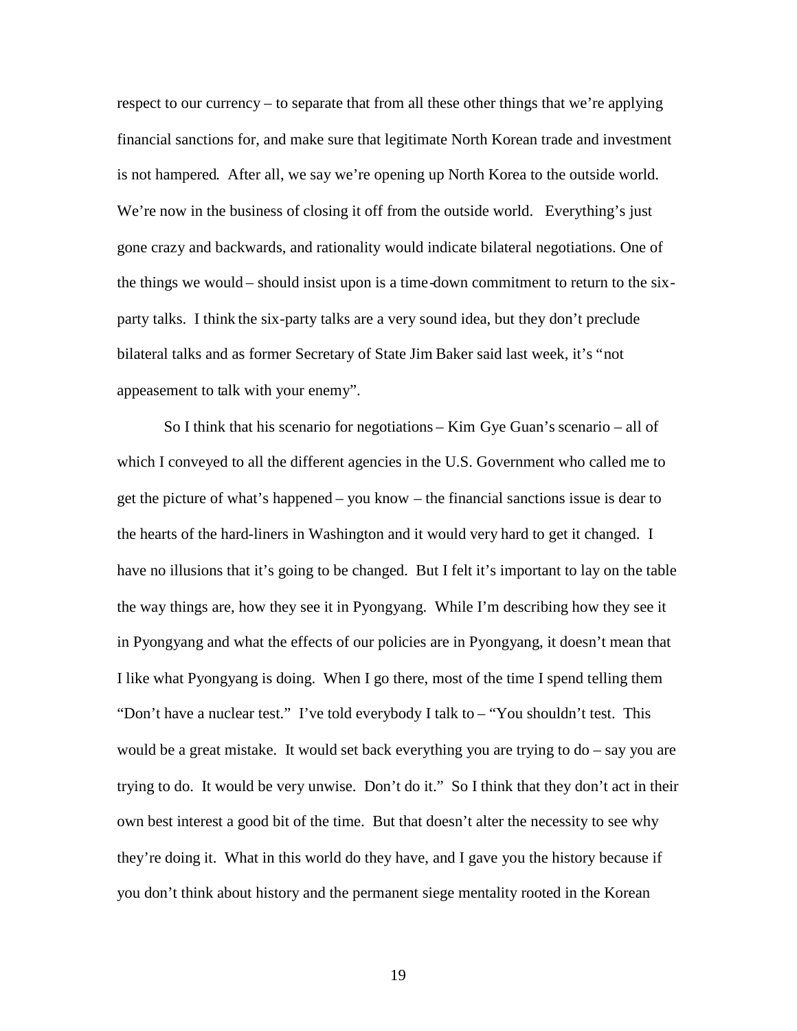respect to our currency – to separate that from all these other things that we're applying financial sanctions for, and make sure that legitimate North Korean trade and investment is not hampered. After all, we say we're opening up North Korea to the outside world. We're now in the business of closing it off from the outside world. Everything's just gone crazy and backwards, and rationality would indicate bilateral negotiations. One of the things we would – should insist upon is a time-down commitment to return to the six-party talks. I think the six-party talks are a very sound idea, but they don't preclude bilateral talks and as former Secretary of State Jim Baker said last week, it's "not appeasement to talk with your enemy".

So I think that his scenario for negotiations – Kim Gye Guan's scenario – all of which I conveyed to all the different agencies in the U.S. Government who called me to get the picture of what's happened – you know – the financial sanctions issue is dear to the hearts of the hard-liners in Washington and it would very hard to get it changed. I have no illusions that it's going to be changed. But I felt it's important to lay on the table the way things are, how they see it in Pyongyang. While I'm describing how they see it in Pyongyang and what the effects of our policies are in Pyongyang, it doesn't mean that I like what Pyongyang is doing. When I go there, most of the time I spend telling them "Don't have a nuclear test." I've told everybody I talk to – "You shouldn't test. This would be a great mistake. It would set back everything you are trying to do – say you are trying to do. It would be very unwise. Don't do it." So I think that they don't act in their own best interest a good bit of the time. But that doesn't alter the necessity to see why they're doing it. What in this world do they have, and I gave you the history because if you don't think about history and the permanent siege mentality rooted in the Korean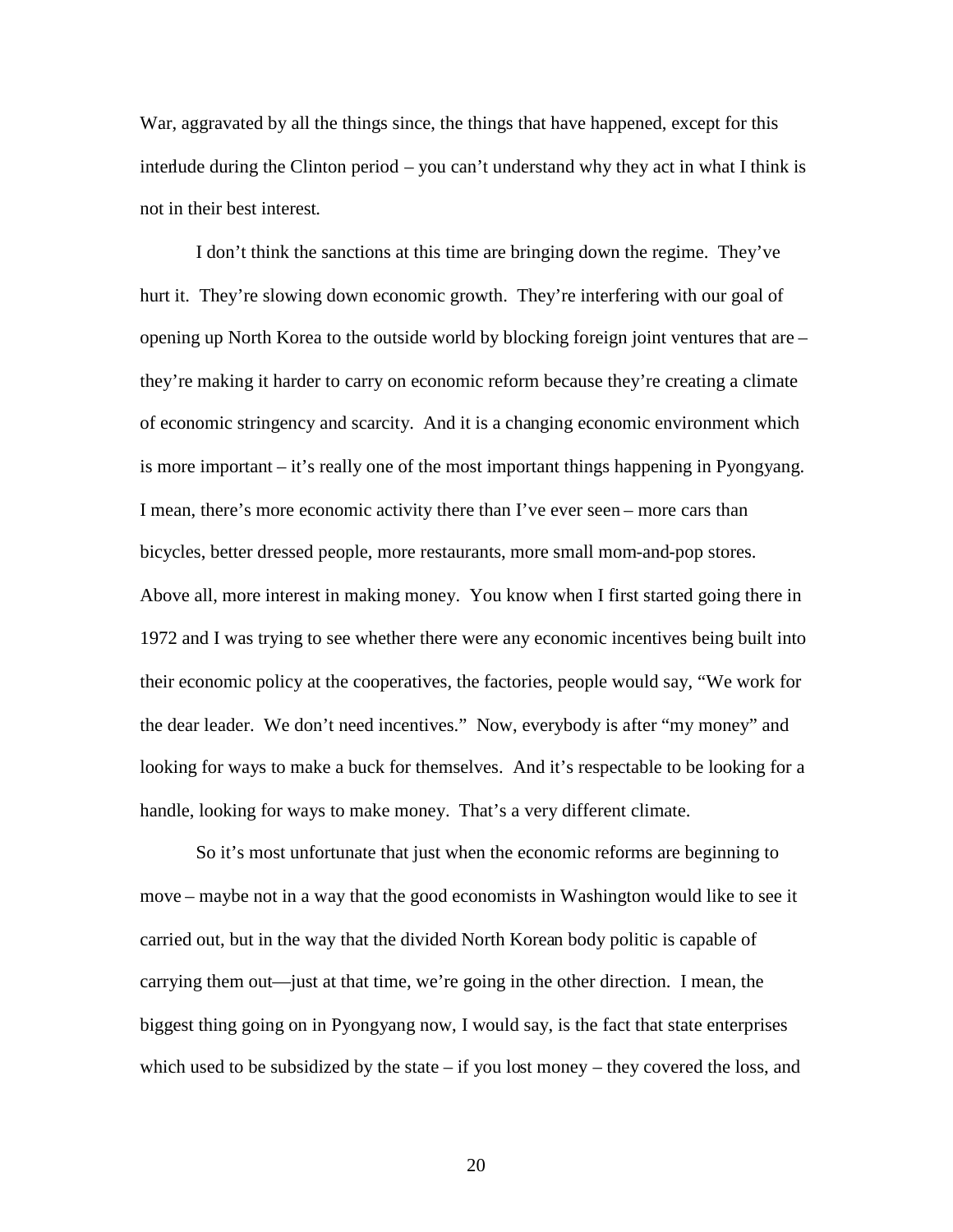War, aggravated by all the things since, the things that have happened, except for this interlude during the Clinton period – you can't understand why they act in what I think is not in their best interest.

I don't think the sanctions at this time are bringing down the regime. They've hurt it. They're slowing down economic growth. They're interfering with our goal of opening up North Korea to the outside world by blocking foreign joint ventures that are – they're making it harder to carry on economic reform because they're creating a climate of economic stringency and scarcity. And it is a changing economic environment which is more important – it's really one of the most important things happening in Pyongyang. I mean, there's more economic activity there than I've ever seen – more cars than bicycles, better dressed people, more restaurants, more small mom-and-pop stores. Above all, more interest in making money. You know when I first started going there in 1972 and I was trying to see whether there were any economic incentives being built into their economic policy at the cooperatives, the factories, people would say, "We work for the dear leader. We don't need incentives." Now, everybody is after "my money" and looking for ways to make a buck for themselves. And it's respectable to be looking for a handle, looking for ways to make money. That's a very different climate.

So it's most unfortunate that just when the economic reforms are beginning to move – maybe not in a way that the good economists in Washington would like to see it carried out, but in the way that the divided North Korean body politic is capable of carrying them out—just at that time, we're going in the other direction. I mean, the biggest thing going on in Pyongyang now, I would say, is the fact that state enterprises which used to be subsidized by the state – if you lost money – they covered the loss, and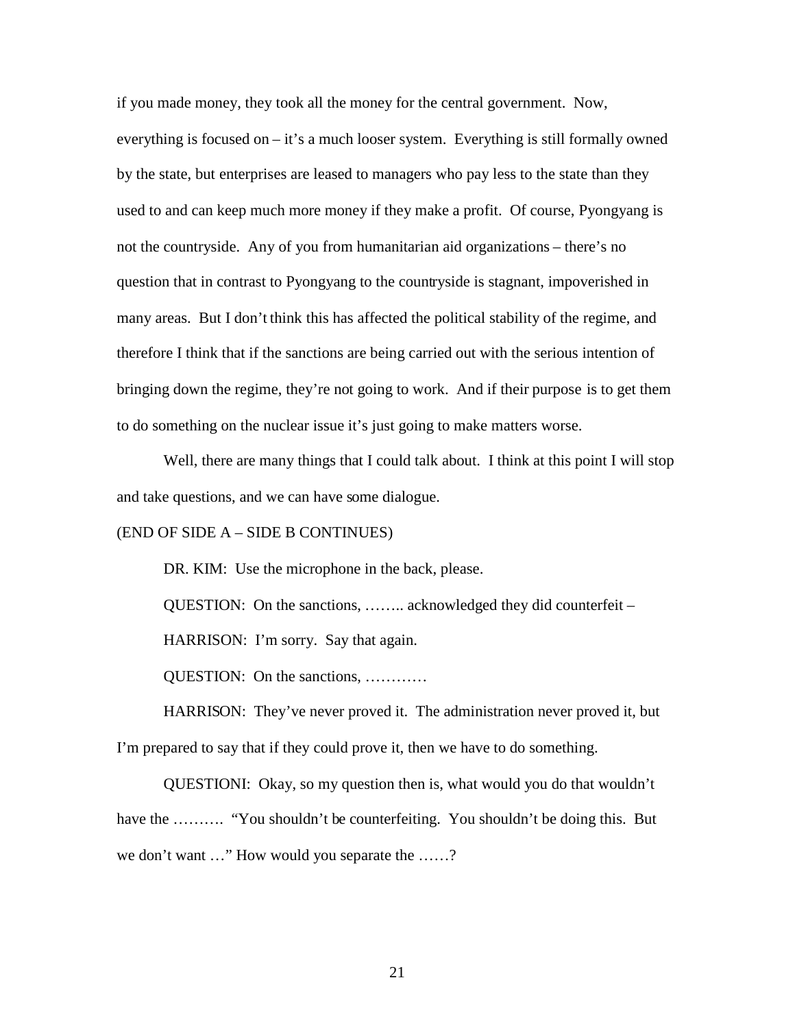if you made money, they took all the money for the central government. Now, everything is focused on – it's a much looser system. Everything is still formally owned by the state, but enterprises are leased to managers who pay less to the state than they used to and can keep much more money if they make a profit. Of course, Pyongyang is not the countryside. Any of you from humanitarian aid organizations – there's no question that in contrast to Pyongyang to the countryside is stagnant, impoverished in many areas. But I don't think this has affected the political stability of the regime, and therefore I think that if the sanctions are being carried out with the serious intention of bringing down the regime, they're not going to work. And if their purpose is to get them to do something on the nuclear issue it's just going to make matters worse.

Well, there are many things that I could talk about. I think at this point I will stop and take questions, and we can have some dialogue.

(END OF SIDE A – SIDE B CONTINUES)

DR. KIM: Use the microphone in the back, please.

QUESTION: On the sanctions, …….. acknowledged they did counterfeit –

HARRISON: I'm sorry. Say that again.

QUESTION: On the sanctions, …………

HARRISON: They've never proved it. The administration never proved it, but I'm prepared to say that if they could prove it, then we have to do something.

QUESTIONI: Okay, so my question then is, what would you do that wouldn't have the ………. "You shouldn't be counterfeiting. You shouldn't be doing this. But we don't want …" How would you separate the ……?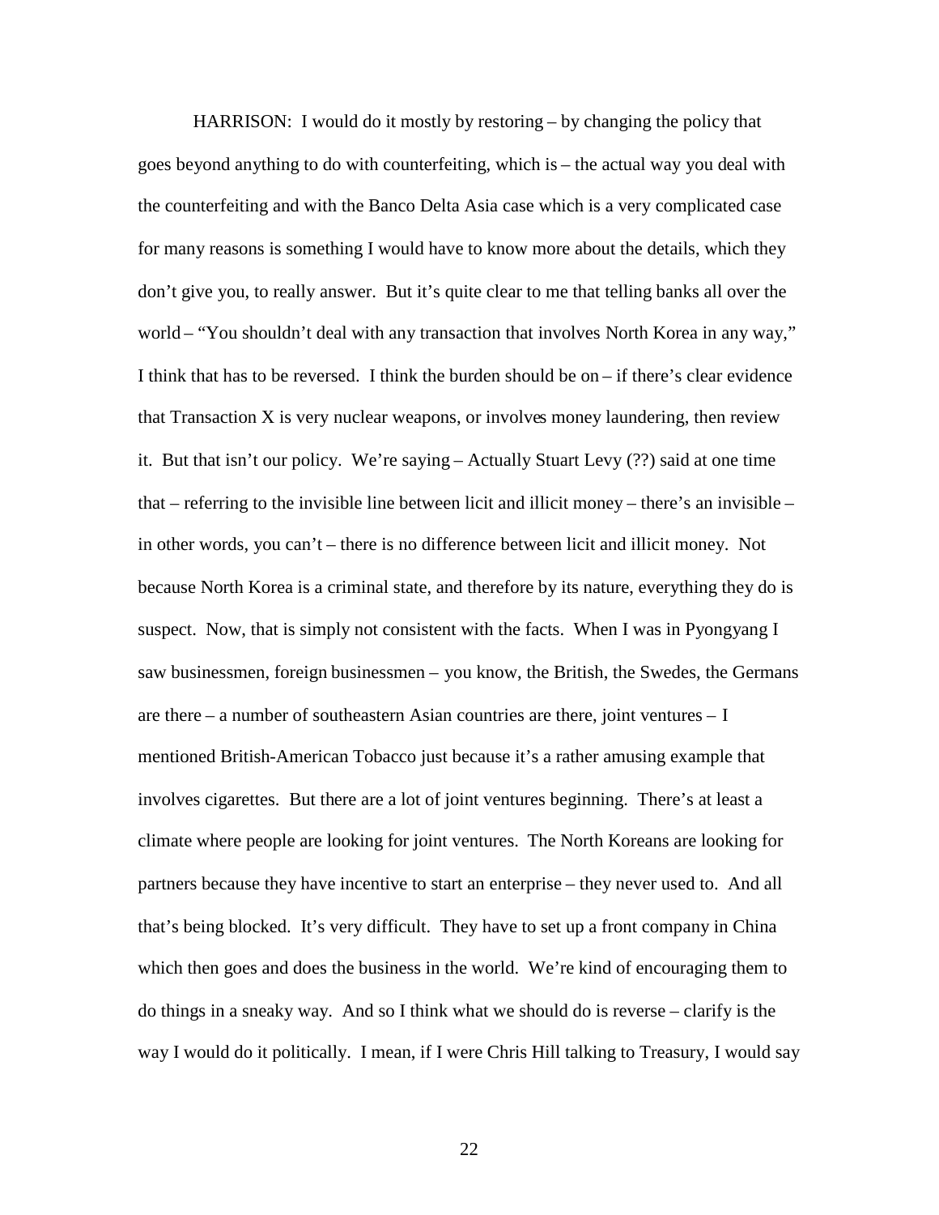HARRISON: I would do it mostly by restoring – by changing the policy that goes beyond anything to do with counterfeiting, which is – the actual way you deal with the counterfeiting and with the Banco Delta Asia case which is a very complicated case for many reasons is something I would have to know more about the details, which they don't give you, to really answer. But it's quite clear to me that telling banks all over the world – "You shouldn't deal with any transaction that involves North Korea in any way," I think that has to be reversed. I think the burden should be on – if there's clear evidence that Transaction X is very nuclear weapons, or involves money laundering, then review it. But that isn't our policy. We're saying – Actually Stuart Levy (??) said at one time that – referring to the invisible line between licit and illicit money – there's an invisible – in other words, you can't – there is no difference between licit and illicit money. Not because North Korea is a criminal state, and therefore by its nature, everything they do is suspect. Now, that is simply not consistent with the facts. When I was in Pyongyang I saw businessmen, foreign businessmen – you know, the British, the Swedes, the Germans are there – a number of southeastern Asian countries are there, joint ventures – I mentioned British-American Tobacco just because it's a rather amusing example that involves cigarettes. But there are a lot of joint ventures beginning. There's at least a climate where people are looking for joint ventures. The North Koreans are looking for partners because they have incentive to start an enterprise – they never used to. And all that's being blocked. It's very difficult. They have to set up a front company in China which then goes and does the business in the world. We're kind of encouraging them to do things in a sneaky way. And so I think what we should do is reverse – clarify is the way I would do it politically. I mean, if I were Chris Hill talking to Treasury, I would say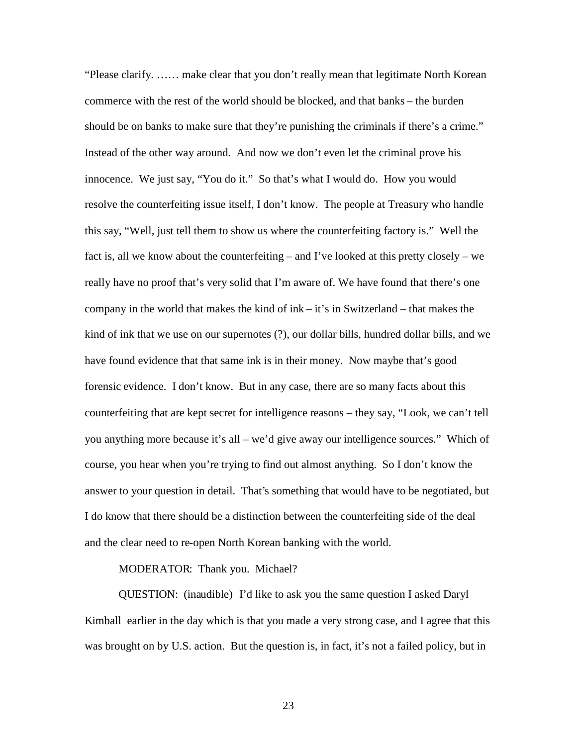"Please clarify. …… make clear that you don't really mean that legitimate North Korean commerce with the rest of the world should be blocked, and that banks – the burden should be on banks to make sure that they're punishing the criminals if there's a crime." Instead of the other way around. And now we don't even let the criminal prove his innocence. We just say, "You do it." So that's what I would do. How you would resolve the counterfeiting issue itself, I don't know. The people at Treasury who handle this say, "Well, just tell them to show us where the counterfeiting factory is." Well the fact is, all we know about the counterfeiting – and I've looked at this pretty closely – we really have no proof that's very solid that I'm aware of. We have found that there's one company in the world that makes the kind of ink – it's in Switzerland – that makes the kind of ink that we use on our supernotes (?), our dollar bills, hundred dollar bills, and we have found evidence that that same ink is in their money. Now maybe that's good forensic evidence. I don't know. But in any case, there are so many facts about this counterfeiting that are kept secret for intelligence reasons – they say, "Look, we can't tell you anything more because it's all – we'd give away our intelligence sources." Which of course, you hear when you're trying to find out almost anything. So I don't know the answer to your question in detail. That's something that would have to be negotiated, but I do know that there should be a distinction between the counterfeiting side of the deal and the clear need to re-open North Korean banking with the world.

MODERATOR: Thank you. Michael?

QUESTION: (inaudible) I'd like to ask you the same question I asked Daryl Kimball earlier in the day which is that you made a very strong case, and I agree that this was brought on by U.S. action. But the question is, in fact, it's not a failed policy, but in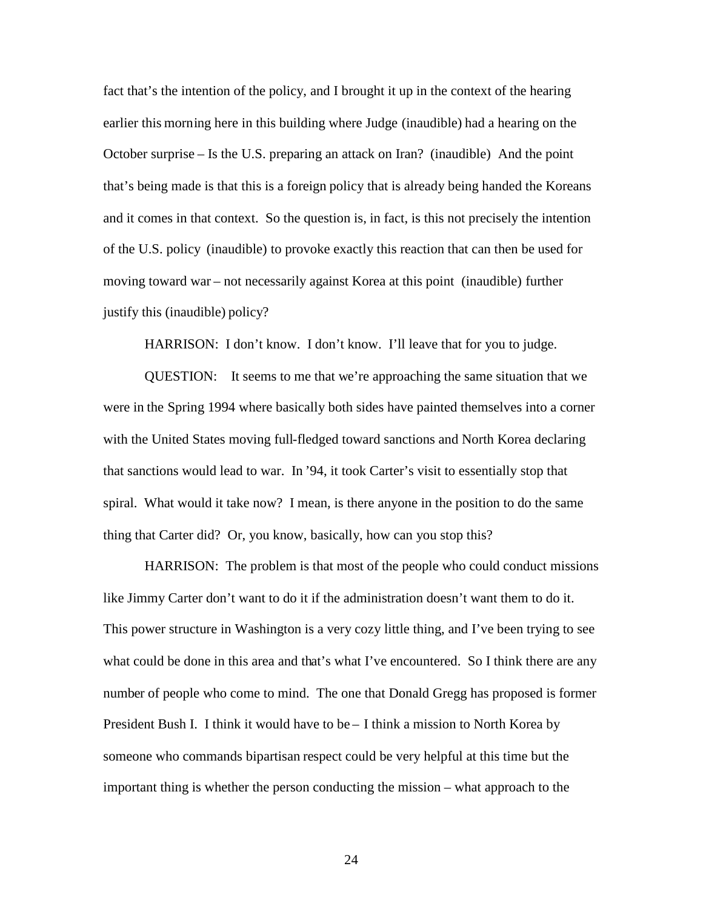fact that's the intention of the policy, and I brought it up in the context of the hearing earlier this morning here in this building where Judge (inaudible) had a hearing on the October surprise – Is the U.S. preparing an attack on Iran? (inaudible) And the point that's being made is that this is a foreign policy that is already being handed the Koreans and it comes in that context. So the question is, in fact, is this not precisely the intention of the U.S. policy (inaudible) to provoke exactly this reaction that can then be used for moving toward war – not necessarily against Korea at this point (inaudible) further justify this (inaudible) policy?

HARRISON: I don't know. I don't know. I'll leave that for you to judge.

QUESTION: It seems to me that we're approaching the same situation that we were in the Spring 1994 where basically both sides have painted themselves into a corner with the United States moving full-fledged toward sanctions and North Korea declaring that sanctions would lead to war. In '94, it took Carter's visit to essentially stop that spiral. What would it take now? I mean, is there anyone in the position to do the same thing that Carter did? Or, you know, basically, how can you stop this?

HARRISON: The problem is that most of the people who could conduct missions like Jimmy Carter don't want to do it if the administration doesn't want them to do it. This power structure in Washington is a very cozy little thing, and I've been trying to see what could be done in this area and that's what I've encountered. So I think there are any number of people who come to mind. The one that Donald Gregg has proposed is former President Bush I. I think it would have to be – I think a mission to North Korea by someone who commands bipartisan respect could be very helpful at this time but the important thing is whether the person conducting the mission – what approach to the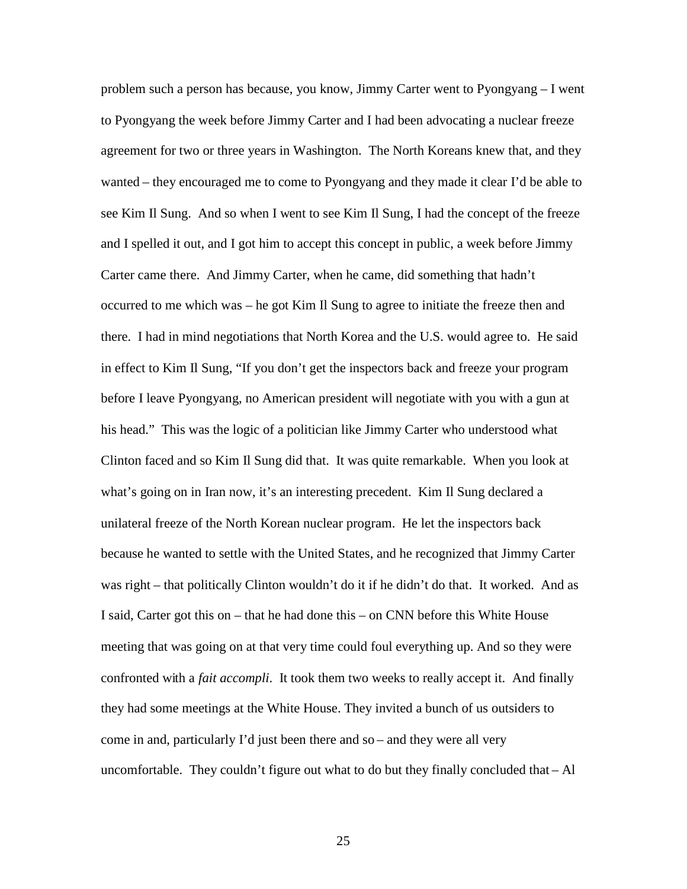problem such a person has because, you know, Jimmy Carter went to Pyongyang – I went to Pyongyang the week before Jimmy Carter and I had been advocating a nuclear freeze agreement for two or three years in Washington. The North Koreans knew that, and they wanted – they encouraged me to come to Pyongyang and they made it clear I'd be able to see Kim Il Sung. And so when I went to see Kim Il Sung, I had the concept of the freeze and I spelled it out, and I got him to accept this concept in public, a week before Jimmy Carter came there. And Jimmy Carter, when he came, did something that hadn't occurred to me which was – he got Kim Il Sung to agree to initiate the freeze then and there. I had in mind negotiations that North Korea and the U.S. would agree to. He said in effect to Kim Il Sung, "If you don't get the inspectors back and freeze your program before I leave Pyongyang, no American president will negotiate with you with a gun at his head." This was the logic of a politician like Jimmy Carter who understood what Clinton faced and so Kim Il Sung did that. It was quite remarkable. When you look at what's going on in Iran now, it's an interesting precedent. Kim Il Sung declared a unilateral freeze of the North Korean nuclear program. He let the inspectors back because he wanted to settle with the United States, and he recognized that Jimmy Carter was right – that politically Clinton wouldn't do it if he didn't do that. It worked. And as I said, Carter got this on – that he had done this – on CNN before this White House meeting that was going on at that very time could foul everything up. And so they were confronted with a *fait accompli*. It took them two weeks to really accept it. And finally they had some meetings at the White House. They invited a bunch of us outsiders to come in and, particularly I'd just been there and so – and they were all very uncomfortable. They couldn't figure out what to do but they finally concluded that – Al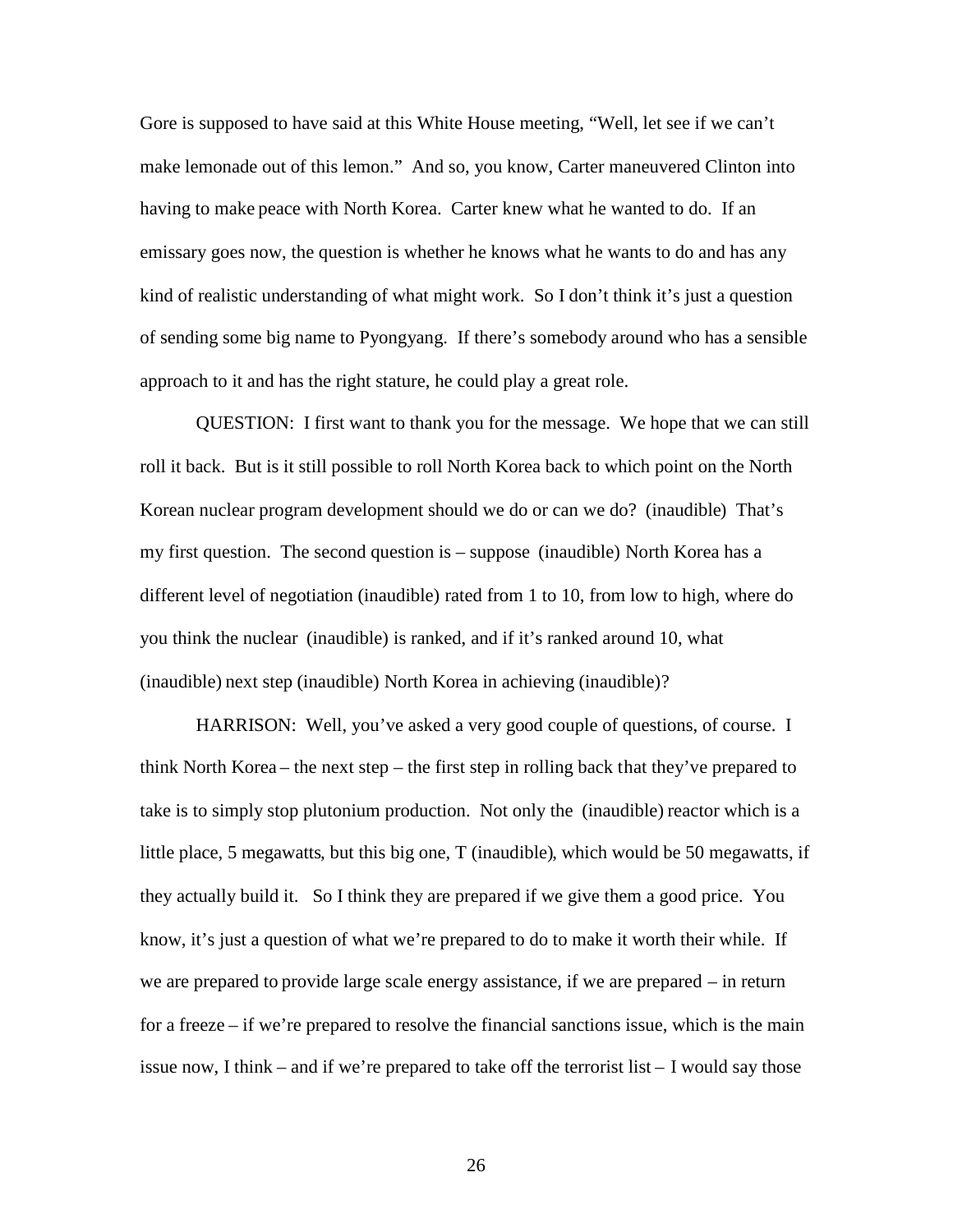Gore is supposed to have said at this White House meeting, "Well, let see if we can't make lemonade out of this lemon." And so, you know, Carter maneuvered Clinton into having to make peace with North Korea. Carter knew what he wanted to do. If an emissary goes now, the question is whether he knows what he wants to do and has any kind of realistic understanding of what might work. So I don't think it's just a question of sending some big name to Pyongyang. If there's somebody around who has a sensible approach to it and has the right stature, he could play a great role.

QUESTION: I first want to thank you for the message. We hope that we can still roll it back. But is it still possible to roll North Korea back to which point on the North Korean nuclear program development should we do or can we do? (inaudible) That's my first question. The second question is – suppose (inaudible) North Korea has a different level of negotiation (inaudible) rated from 1 to 10, from low to high, where do you think the nuclear (inaudible) is ranked, and if it's ranked around 10, what (inaudible) next step (inaudible) North Korea in achieving (inaudible)?

HARRISON: Well, you've asked a very good couple of questions, of course. I think North Korea – the next step – the first step in rolling back that they've prepared to take is to simply stop plutonium production. Not only the (inaudible) reactor which is a little place, 5 megawatts, but this big one, T (inaudible), which would be 50 megawatts, if they actually build it. So I think they are prepared if we give them a good price. You know, it's just a question of what we're prepared to do to make it worth their while. If we are prepared to provide large scale energy assistance, if we are prepared – in return for a freeze – if we're prepared to resolve the financial sanctions issue, which is the main issue now, I think – and if we're prepared to take off the terrorist list – I would say those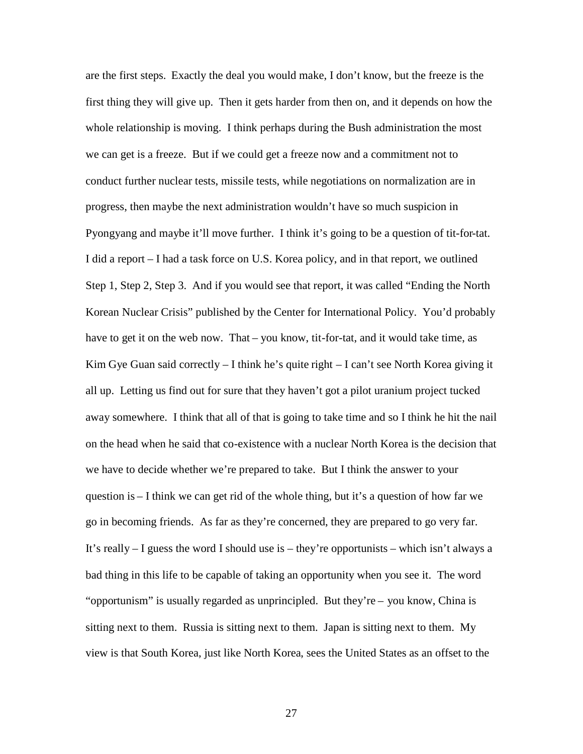are the first steps. Exactly the deal you would make, I don't know, but the freeze is the first thing they will give up. Then it gets harder from then on, and it depends on how the whole relationship is moving. I think perhaps during the Bush administration the most we can get is a freeze. But if we could get a freeze now and a commitment not to conduct further nuclear tests, missile tests, while negotiations on normalization are in progress, then maybe the next administration wouldn't have so much suspicion in Pyongyang and maybe it'll move further. I think it's going to be a question of tit-for-tat. I did a report – I had a task force on U.S. Korea policy, and in that report, we outlined Step 1, Step 2, Step 3. And if you would see that report, it was called "Ending the North Korean Nuclear Crisis" published by the Center for International Policy. You'd probably have to get it on the web now. That – you know, tit-for-tat, and it would take time, as Kim Gye Guan said correctly – I think he's quite right – I can't see North Korea giving it all up. Letting us find out for sure that they haven't got a pilot uranium project tucked away somewhere. I think that all of that is going to take time and so I think he hit the nail on the head when he said that co-existence with a nuclear North Korea is the decision that we have to decide whether we're prepared to take. But I think the answer to your question is – I think we can get rid of the whole thing, but it's a question of how far we go in becoming friends. As far as they're concerned, they are prepared to go very far. It's really – I guess the word I should use is – they're opportunists – which isn't always a bad thing in this life to be capable of taking an opportunity when you see it. The word "opportunism" is usually regarded as unprincipled. But they're – you know, China is sitting next to them. Russia is sitting next to them. Japan is sitting next to them. My view is that South Korea, just like North Korea, sees the United States as an offset to the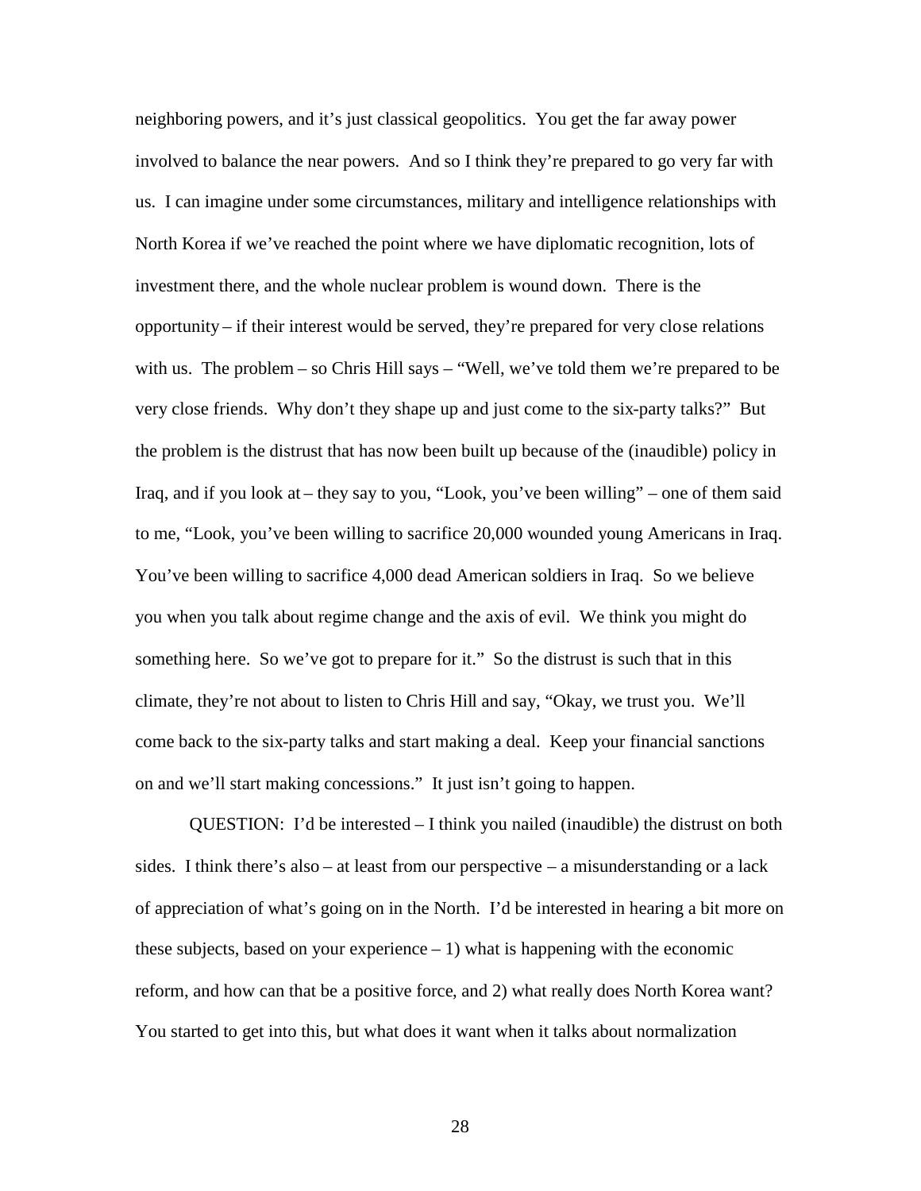neighboring powers, and it's just classical geopolitics. You get the far away power involved to balance the near powers. And so I think they're prepared to go very far with us. I can imagine under some circumstances, military and intelligence relationships with North Korea if we've reached the point where we have diplomatic recognition, lots of investment there, and the whole nuclear problem is wound down. There is the opportunity – if their interest would be served, they're prepared for very close relations with us. The problem – so Chris Hill says – "Well, we've told them we're prepared to be very close friends. Why don't they shape up and just come to the six-party talks?" But the problem is the distrust that has now been built up because of the (inaudible) policy in Iraq, and if you look at – they say to you, "Look, you've been willing" – one of them said to me, "Look, you've been willing to sacrifice 20,000 wounded young Americans in Iraq. You've been willing to sacrifice 4,000 dead American soldiers in Iraq. So we believe you when you talk about regime change and the axis of evil. We think you might do something here. So we've got to prepare for it." So the distrust is such that in this climate, they're not about to listen to Chris Hill and say, "Okay, we trust you. We'll come back to the six-party talks and start making a deal. Keep your financial sanctions on and we'll start making concessions." It just isn't going to happen.

QUESTION: I'd be interested – I think you nailed (inaudible) the distrust on both sides. I think there's also – at least from our perspective – a misunderstanding or a lack of appreciation of what's going on in the North. I'd be interested in hearing a bit more on these subjects, based on your experience – 1) what is happening with the economic reform, and how can that be a positive force, and 2) what really does North Korea want? You started to get into this, but what does it want when it talks about normalization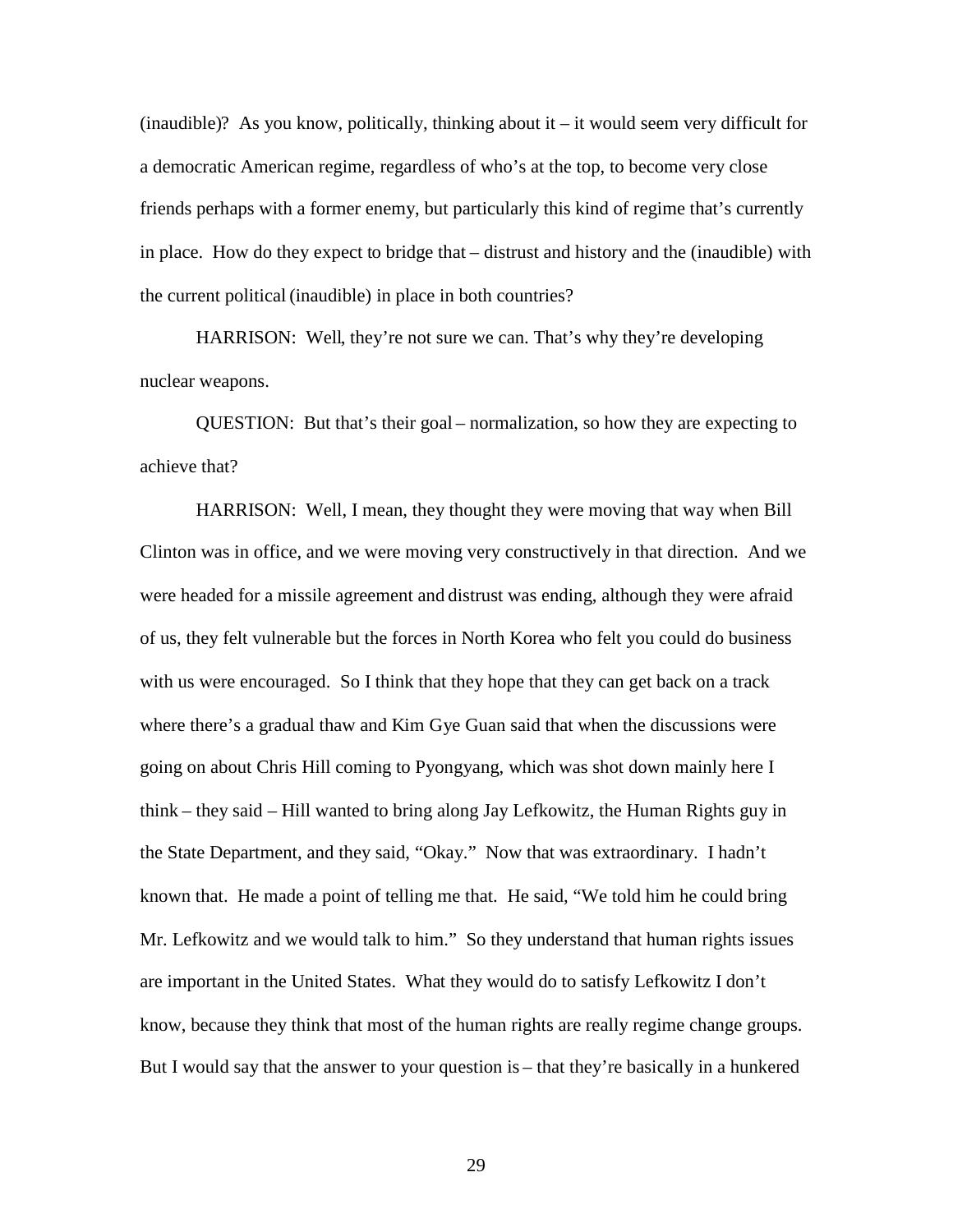(inaudible)? As you know, politically, thinking about it – it would seem very difficult for a democratic American regime, regardless of who's at the top, to become very close friends perhaps with a former enemy, but particularly this kind of regime that's currently in place. How do they expect to bridge that – distrust and history and the (inaudible) with the current political (inaudible) in place in both countries?

HARRISON: Well, they're not sure we can. That's why they're developing nuclear weapons.

QUESTION: But that's their goal – normalization, so how they are expecting to achieve that?

HARRISON: Well, I mean, they thought they were moving that way when Bill Clinton was in office, and we were moving very constructively in that direction. And we were headed for a missile agreement and distrust was ending, although they were afraid of us, they felt vulnerable but the forces in North Korea who felt you could do business with us were encouraged. So I think that they hope that they can get back on a track where there's a gradual thaw and Kim Gye Guan said that when the discussions were going on about Chris Hill coming to Pyongyang, which was shot down mainly here I think – they said – Hill wanted to bring along Jay Lefkowitz, the Human Rights guy in the State Department, and they said, "Okay." Now that was extraordinary. I hadn't known that. He made a point of telling me that. He said, "We told him he could bring Mr. Lefkowitz and we would talk to him." So they understand that human rights issues are important in the United States. What they would do to satisfy Lefkowitz I don't know, because they think that most of the human rights are really regime change groups. But I would say that the answer to your question is – that they're basically in a hunkered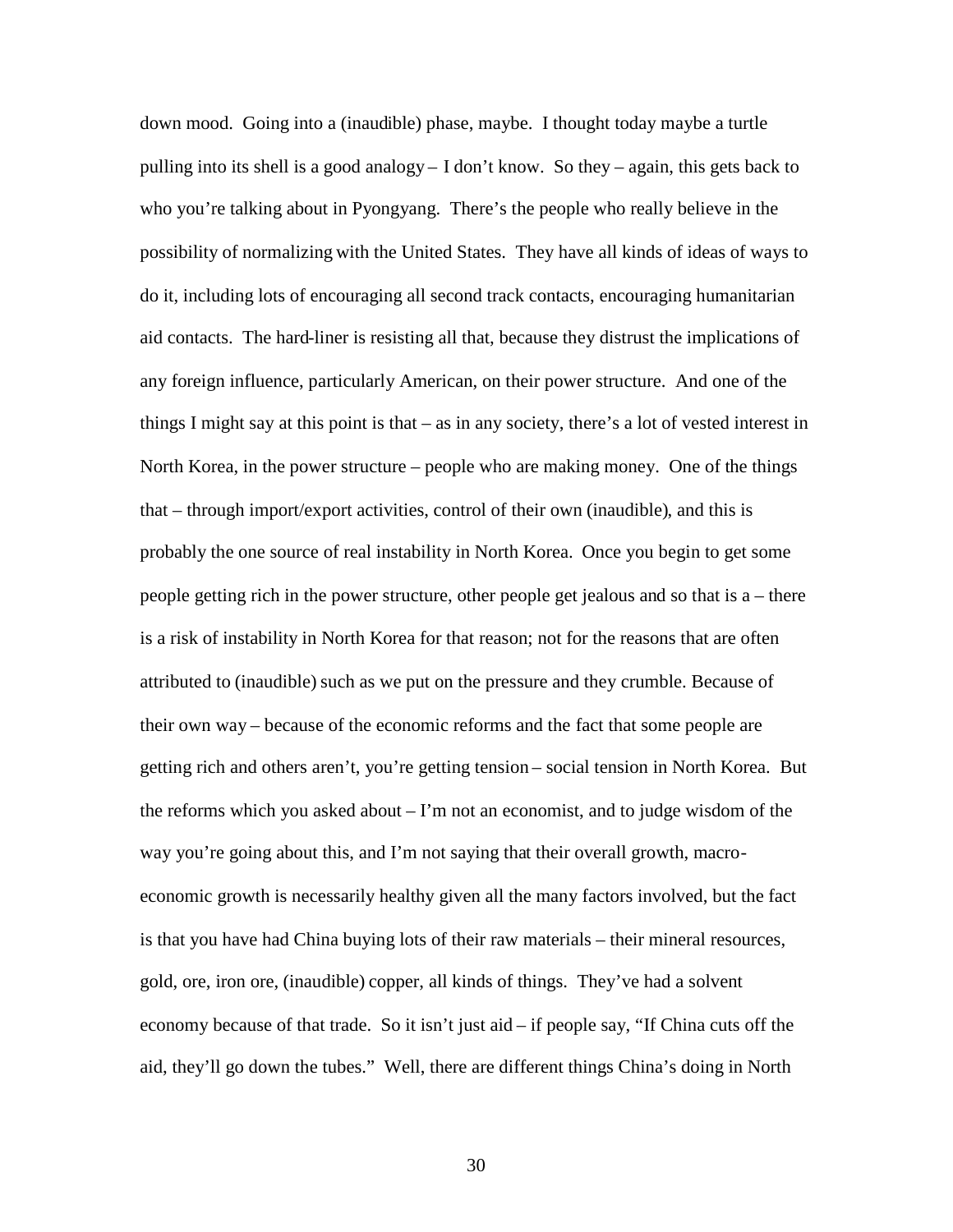down mood. Going into a (inaudible) phase, maybe. I thought today maybe a turtle pulling into its shell is a good analogy – I don't know. So they – again, this gets back to who you're talking about in Pyongyang. There's the people who really believe in the possibility of normalizing with the United States. They have all kinds of ideas of ways to do it, including lots of encouraging all second track contacts, encouraging humanitarian aid contacts. The hard-liner is resisting all that, because they distrust the implications of any foreign influence, particularly American, on their power structure. And one of the things I might say at this point is that – as in any society, there's a lot of vested interest in North Korea, in the power structure – people who are making money. One of the things that – through import/export activities, control of their own (inaudible), and this is probably the one source of real instability in North Korea. Once you begin to get some people getting rich in the power structure, other people get jealous and so that is a – there is a risk of instability in North Korea for that reason; not for the reasons that are often attributed to (inaudible) such as we put on the pressure and they crumble. Because of their own way – because of the economic reforms and the fact that some people are getting rich and others aren't, you're getting tension – social tension in North Korea. But the reforms which you asked about – I'm not an economist, and to judge wisdom of the way you're going about this, and I'm not saying that their overall growth, macro-economic growth is necessarily healthy given all the many factors involved, but the fact is that you have had China buying lots of their raw materials – their mineral resources, gold, ore, iron ore, (inaudible) copper, all kinds of things. They've had a solvent economy because of that trade. So it isn't just aid – if people say, "If China cuts off the aid, they'll go down the tubes." Well, there are different things China's doing in North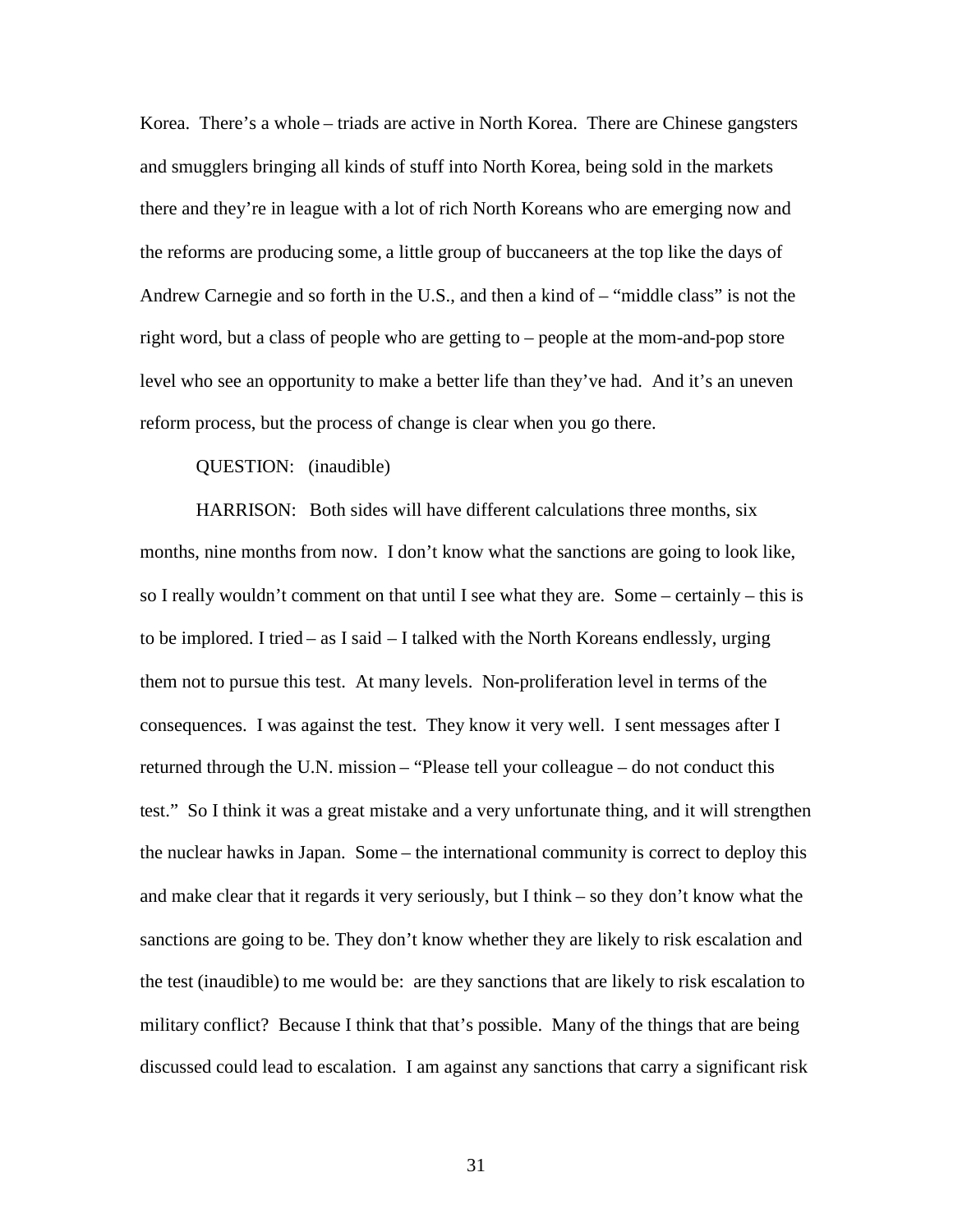Korea. There's a whole – triads are active in North Korea. There are Chinese gangsters and smugglers bringing all kinds of stuff into North Korea, being sold in the markets there and they're in league with a lot of rich North Koreans who are emerging now and the reforms are producing some, a little group of buccaneers at the top like the days of Andrew Carnegie and so forth in the U.S., and then a kind of – "middle class" is not the right word, but a class of people who are getting to – people at the mom-and-pop store level who see an opportunity to make a better life than they've had. And it's an uneven reform process, but the process of change is clear when you go there.

QUESTION: (inaudible)

HARRISON: Both sides will have different calculations three months, six months, nine months from now. I don't know what the sanctions are going to look like, so I really wouldn't comment on that until I see what they are. Some – certainly – this is to be implored. I tried – as I said – I talked with the North Koreans endlessly, urging them not to pursue this test. At many levels. Non-proliferation level in terms of the consequences. I was against the test. They know it very well. I sent messages after I returned through the U.N. mission – "Please tell your colleague – do not conduct this test." So I think it was a great mistake and a very unfortunate thing, and it will strengthen the nuclear hawks in Japan. Some – the international community is correct to deploy this and make clear that it regards it very seriously, but I think – so they don't know what the sanctions are going to be. They don't know whether they are likely to risk escalation and the test (inaudible) to me would be: are they sanctions that are likely to risk escalation to military conflict? Because I think that that's possible. Many of the things that are being discussed could lead to escalation. I am against any sanctions that carry a significant risk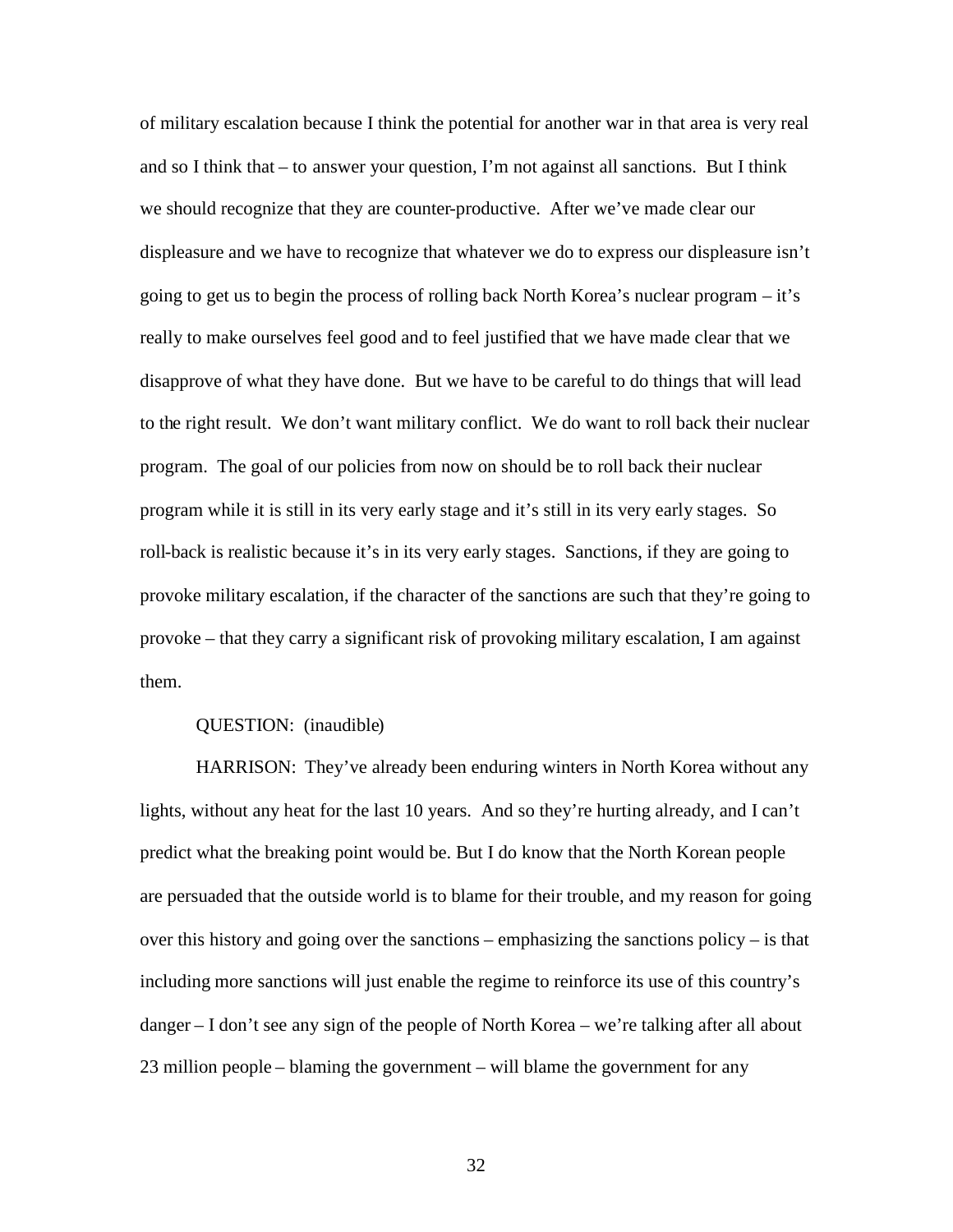of military escalation because I think the potential for another war in that area is very real and so I think that – to answer your question, I'm not against all sanctions. But I think we should recognize that they are counter-productive. After we've made clear our displeasure and we have to recognize that whatever we do to express our displeasure isn't going to get us to begin the process of rolling back North Korea's nuclear program – it's really to make ourselves feel good and to feel justified that we have made clear that we disapprove of what they have done. But we have to be careful to do things that will lead to the right result. We don't want military conflict. We do want to roll back their nuclear program. The goal of our policies from now on should be to roll back their nuclear program while it is still in its very early stage and it's still in its very early stages. So roll-back is realistic because it's in its very early stages. Sanctions, if they are going to provoke military escalation, if the character of the sanctions are such that they're going to provoke – that they carry a significant risk of provoking military escalation, I am against them.

QUESTION: (inaudible)

HARRISON: They've already been enduring winters in North Korea without any lights, without any heat for the last 10 years. And so they're hurting already, and I can't predict what the breaking point would be. But I do know that the North Korean people are persuaded that the outside world is to blame for their trouble, and my reason for going over this history and going over the sanctions – emphasizing the sanctions policy – is that including more sanctions will just enable the regime to reinforce its use of this country's danger – I don't see any sign of the people of North Korea – we're talking after all about 23 million people – blaming the government – will blame the government for any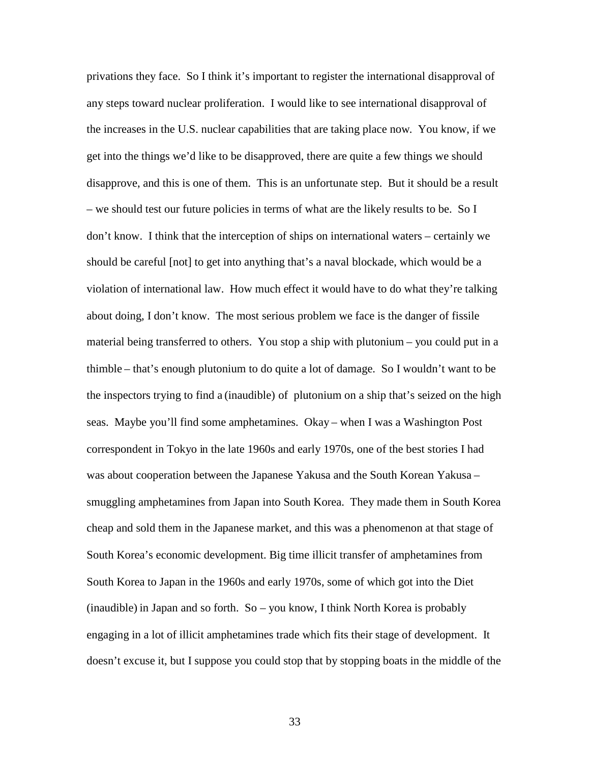privations they face. So I think it's important to register the international disapproval of any steps toward nuclear proliferation. I would like to see international disapproval of the increases in the U.S. nuclear capabilities that are taking place now. You know, if we get into the things we'd like to be disapproved, there are quite a few things we should disapprove, and this is one of them. This is an unfortunate step. But it should be a result – we should test our future policies in terms of what are the likely results to be. So I don't know. I think that the interception of ships on international waters – certainly we should be careful [not] to get into anything that's a naval blockade, which would be a violation of international law. How much effect it would have to do what they're talking about doing, I don't know. The most serious problem we face is the danger of fissile material being transferred to others. You stop a ship with plutonium – you could put in a thimble – that's enough plutonium to do quite a lot of damage. So I wouldn't want to be the inspectors trying to find a (inaudible) of plutonium on a ship that's seized on the high seas. Maybe you'll find some amphetamines. Okay – when I was a Washington Post correspondent in Tokyo in the late 1960s and early 1970s, one of the best stories I had was about cooperation between the Japanese Yakusa and the South Korean Yakusa – smuggling amphetamines from Japan into South Korea. They made them in South Korea cheap and sold them in the Japanese market, and this was a phenomenon at that stage of South Korea's economic development. Big time illicit transfer of amphetamines from South Korea to Japan in the 1960s and early 1970s, some of which got into the Diet (inaudible) in Japan and so forth. So – you know, I think North Korea is probably engaging in a lot of illicit amphetamines trade which fits their stage of development. It doesn't excuse it, but I suppose you could stop that by stopping boats in the middle of the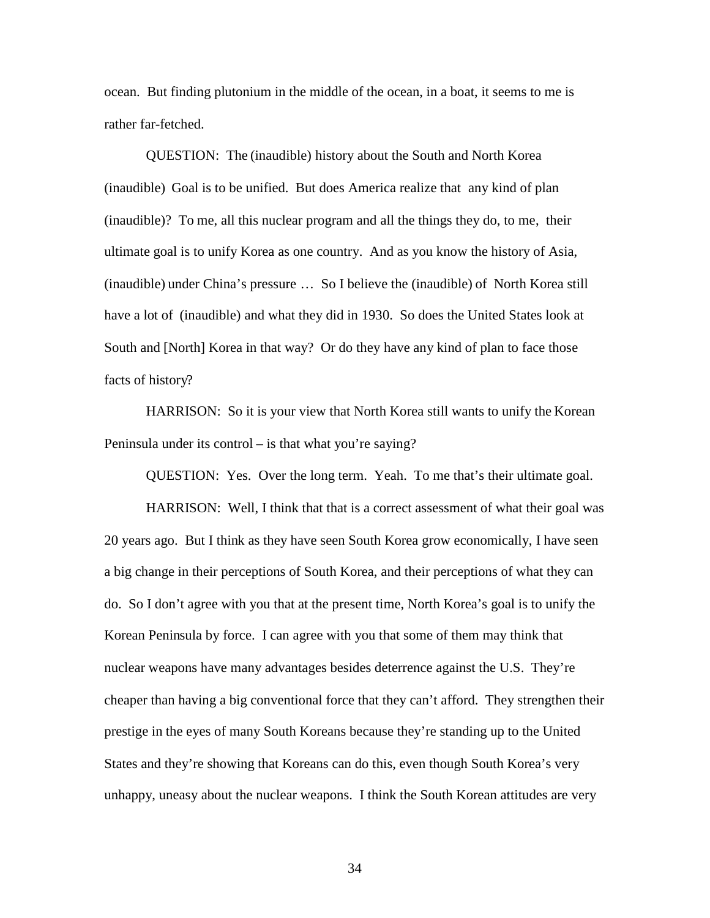ocean. But finding plutonium in the middle of the ocean, in a boat, it seems to me is rather far-fetched.

QUESTION: The (inaudible) history about the South and North Korea (inaudible) Goal is to be unified. But does America realize that any kind of plan (inaudible)? To me, all this nuclear program and all the things they do, to me, their ultimate goal is to unify Korea as one country. And as you know the history of Asia, (inaudible) under China's pressure … So I believe the (inaudible) of North Korea still have a lot of (inaudible) and what they did in 1930. So does the United States look at South and [North] Korea in that way? Or do they have any kind of plan to face those facts of history?

HARRISON: So it is your view that North Korea still wants to unify the Korean Peninsula under its control – is that what you're saying?

QUESTION: Yes. Over the long term. Yeah. To me that's their ultimate goal.

HARRISON: Well, I think that that is a correct assessment of what their goal was 20 years ago. But I think as they have seen South Korea grow economically, I have seen a big change in their perceptions of South Korea, and their perceptions of what they can do. So I don't agree with you that at the present time, North Korea's goal is to unify the Korean Peninsula by force. I can agree with you that some of them may think that nuclear weapons have many advantages besides deterrence against the U.S. They're cheaper than having a big conventional force that they can't afford. They strengthen their prestige in the eyes of many South Koreans because they're standing up to the United States and they're showing that Koreans can do this, even though South Korea's very unhappy, uneasy about the nuclear weapons. I think the South Korean attitudes are very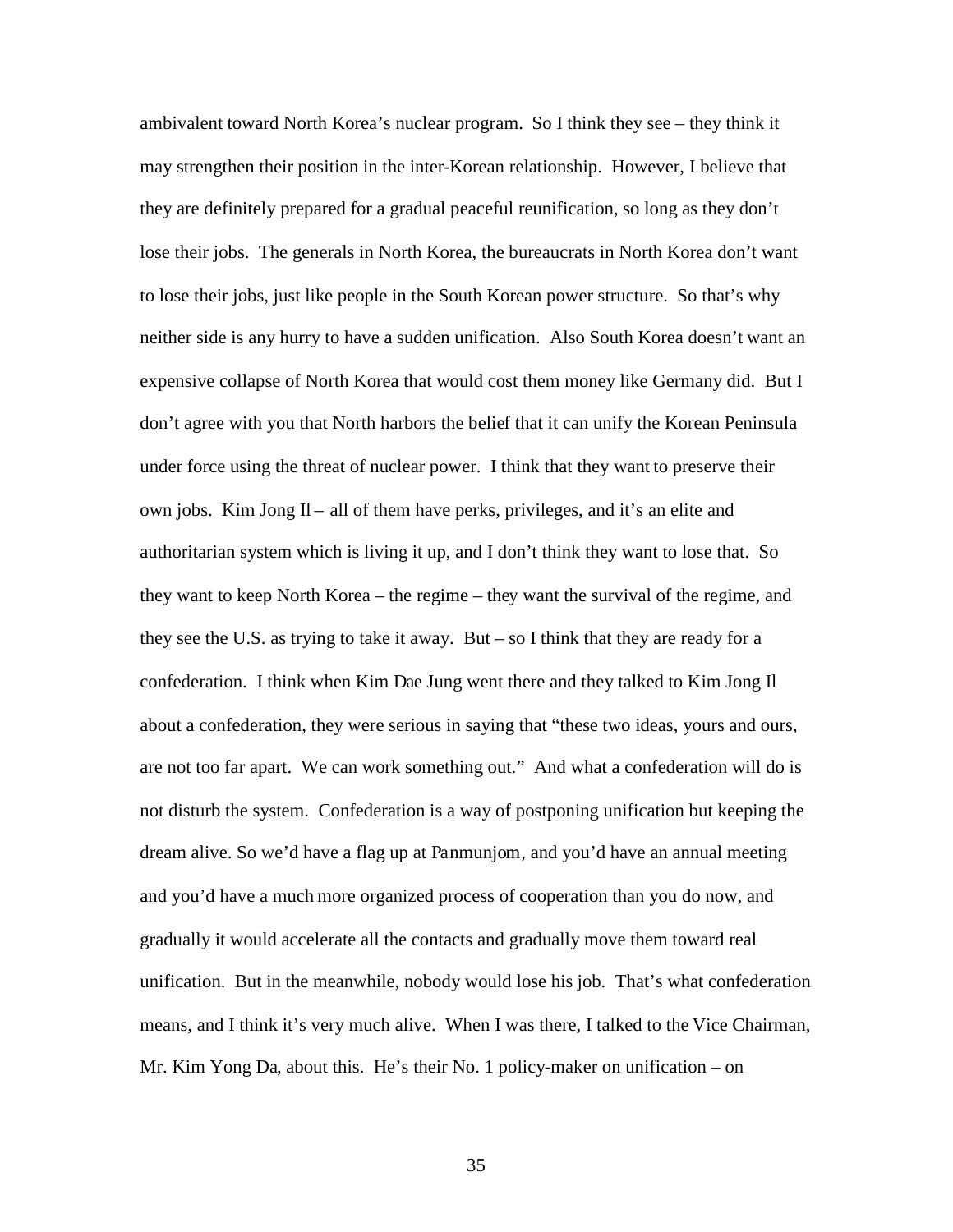ambivalent toward North Korea's nuclear program. So I think they see – they think it may strengthen their position in the inter-Korean relationship. However, I believe that they are definitely prepared for a gradual peaceful reunification, so long as they don't lose their jobs. The generals in North Korea, the bureaucrats in North Korea don't want to lose their jobs, just like people in the South Korean power structure. So that's why neither side is any hurry to have a sudden unification. Also South Korea doesn't want an expensive collapse of North Korea that would cost them money like Germany did. But I don't agree with you that North harbors the belief that it can unify the Korean Peninsula under force using the threat of nuclear power. I think that they want to preserve their own jobs. Kim Jong Il – all of them have perks, privileges, and it's an elite and authoritarian system which is living it up, and I don't think they want to lose that. So they want to keep North Korea – the regime – they want the survival of the regime, and they see the U.S. as trying to take it away. But – so I think that they are ready for a confederation. I think when Kim Dae Jung went there and they talked to Kim Jong Il about a confederation, they were serious in saying that "these two ideas, yours and ours, are not too far apart. We can work something out." And what a confederation will do is not disturb the system. Confederation is a way of postponing unification but keeping the dream alive. So we'd have a flag up at Panmunjom, and you'd have an annual meeting and you'd have a much more organized process of cooperation than you do now, and gradually it would accelerate all the contacts and gradually move them toward real unification. But in the meanwhile, nobody would lose his job. That's what confederation means, and I think it's very much alive. When I was there, I talked to the Vice Chairman, Mr. Kim Yong Da, about this. He's their No. 1 policy-maker on unification – on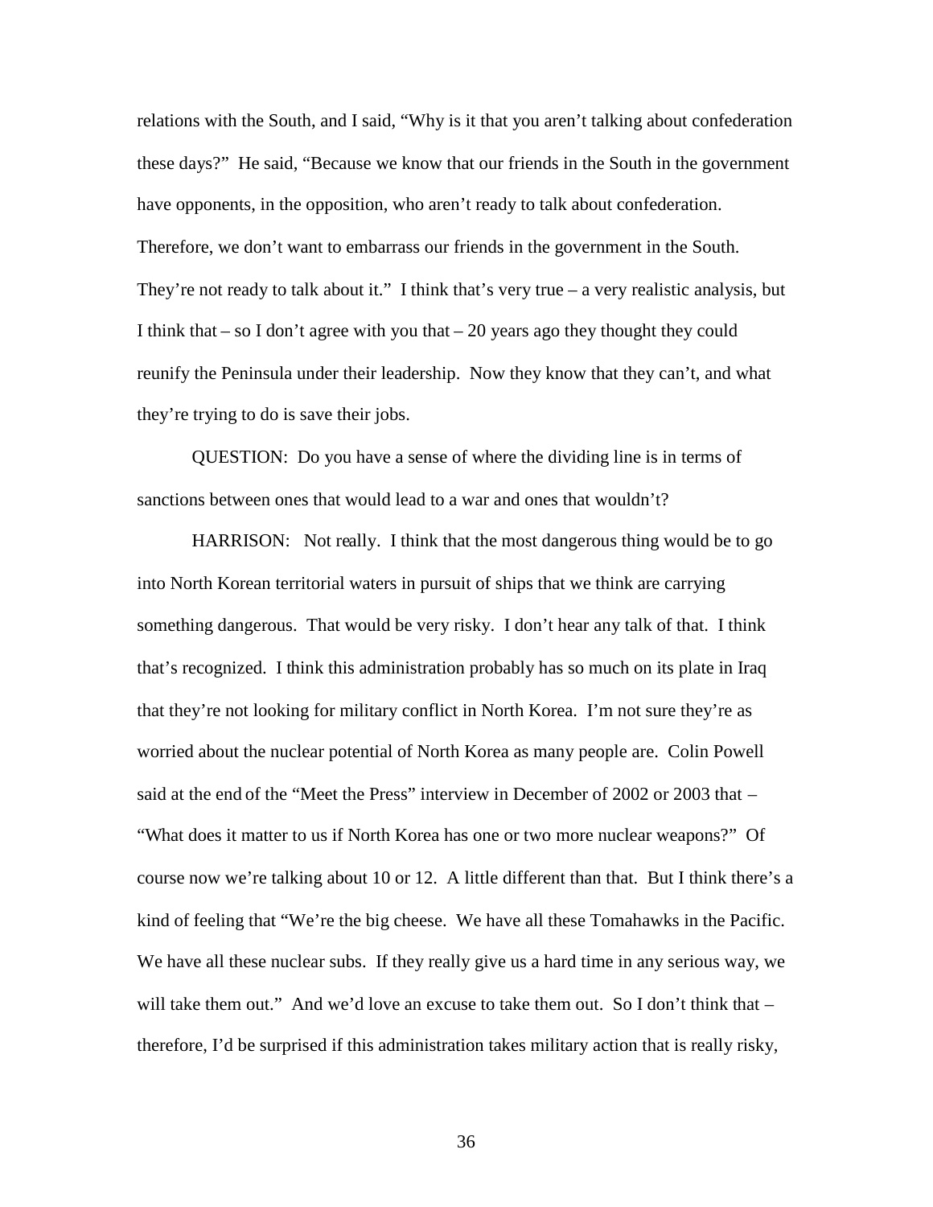relations with the South, and I said, "Why is it that you aren't talking about confederation these days?" He said, "Because we know that our friends in the South in the government have opponents, in the opposition, who aren't ready to talk about confederation. Therefore, we don't want to embarrass our friends in the government in the South. They're not ready to talk about it." I think that's very true – a very realistic analysis, but I think that – so I don't agree with you that – 20 years ago they thought they could reunify the Peninsula under their leadership. Now they know that they can't, and what they're trying to do is save their jobs.

QUESTION: Do you have a sense of where the dividing line is in terms of sanctions between ones that would lead to a war and ones that wouldn't?

HARRISON: Not really. I think that the most dangerous thing would be to go into North Korean territorial waters in pursuit of ships that we think are carrying something dangerous. That would be very risky. I don't hear any talk of that. I think that's recognized. I think this administration probably has so much on its plate in Iraq that they're not looking for military conflict in North Korea. I'm not sure they're as worried about the nuclear potential of North Korea as many people are. Colin Powell said at the end of the "Meet the Press" interview in December of 2002 or 2003 that – "What does it matter to us if North Korea has one or two more nuclear weapons?" Of course now we're talking about 10 or 12. A little different than that. But I think there's a kind of feeling that "We're the big cheese. We have all these Tomahawks in the Pacific. We have all these nuclear subs. If they really give us a hard time in any serious way, we will take them out." And we'd love an excuse to take them out. So I don't think that – therefore, I'd be surprised if this administration takes military action that is really risky,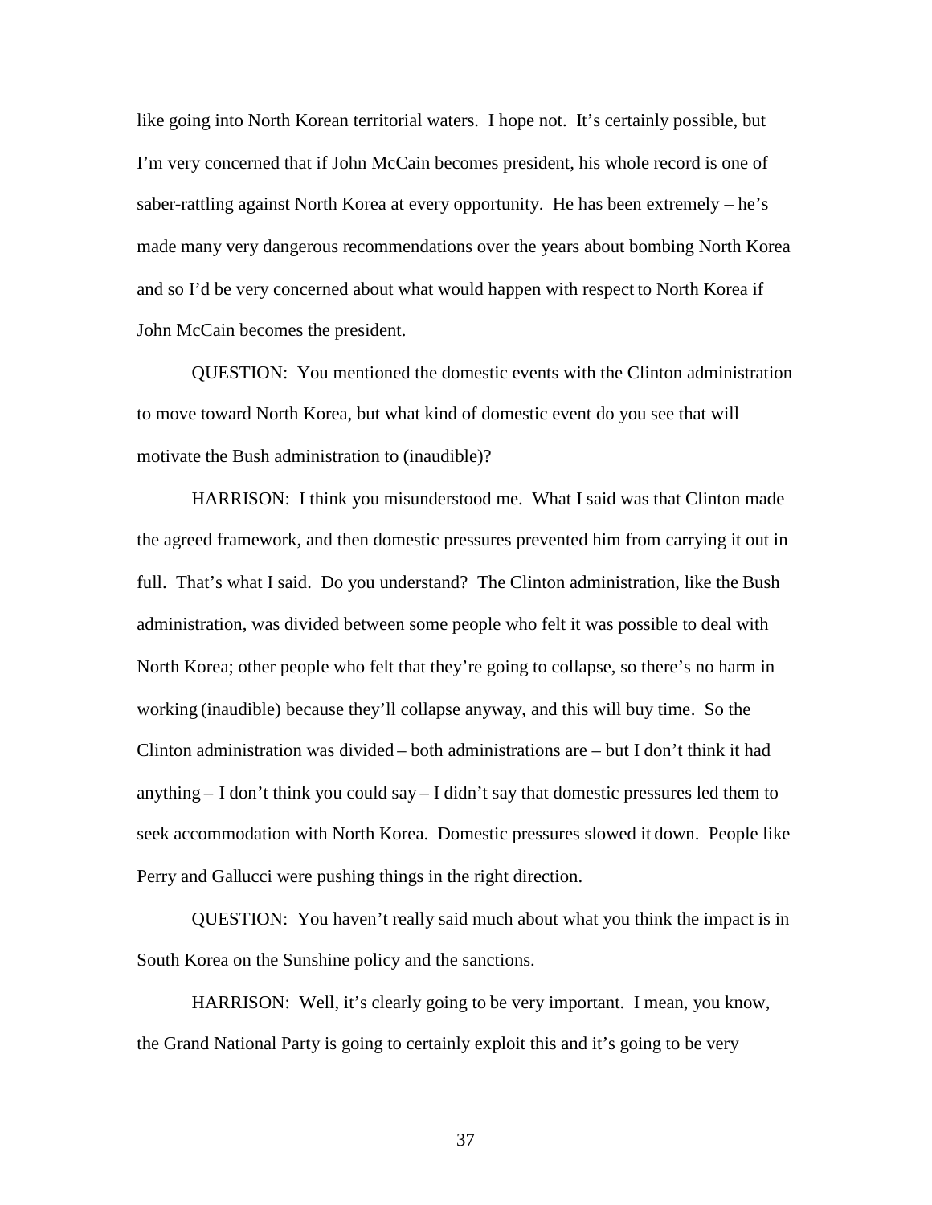like going into North Korean territorial waters. I hope not. It's certainly possible, but I'm very concerned that if John McCain becomes president, his whole record is one of saber-rattling against North Korea at every opportunity. He has been extremely – he's made many very dangerous recommendations over the years about bombing North Korea and so I'd be very concerned about what would happen with respect to North Korea if John McCain becomes the president.

QUESTION: You mentioned the domestic events with the Clinton administration to move toward North Korea, but what kind of domestic event do you see that will motivate the Bush administration to (inaudible)?

HARRISON: I think you misunderstood me. What I said was that Clinton made the agreed framework, and then domestic pressures prevented him from carrying it out in full. That's what I said. Do you understand? The Clinton administration, like the Bush administration, was divided between some people who felt it was possible to deal with North Korea; other people who felt that they're going to collapse, so there's no harm in working (inaudible) because they'll collapse anyway, and this will buy time. So the Clinton administration was divided – both administrations are – but I don't think it had anything – I don't think you could say – I didn't say that domestic pressures led them to seek accommodation with North Korea. Domestic pressures slowed it down. People like Perry and Gallucci were pushing things in the right direction.

QUESTION: You haven't really said much about what you think the impact is in South Korea on the Sunshine policy and the sanctions.

HARRISON: Well, it's clearly going to be very important. I mean, you know, the Grand National Party is going to certainly exploit this and it's going to be very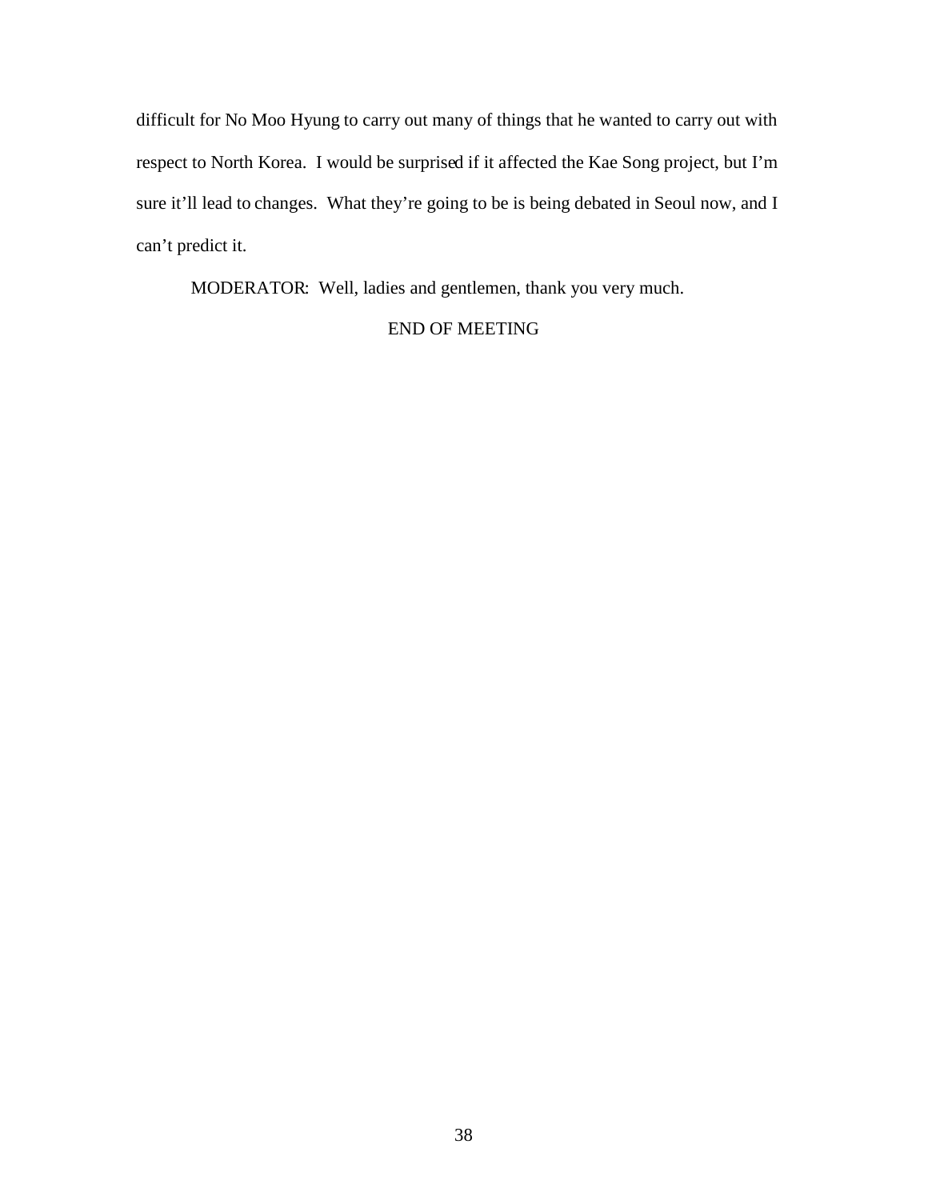difficult for No Moo Hyung to carry out many of things that he wanted to carry out with respect to North Korea. I would be surprised if it affected the Kae Song project, but I'm sure it'll lead to changes. What they're going to be is being debated in Seoul now, and I can't predict it.

MODERATOR: Well, ladies and gentlemen, thank you very much.

END OF MEETING